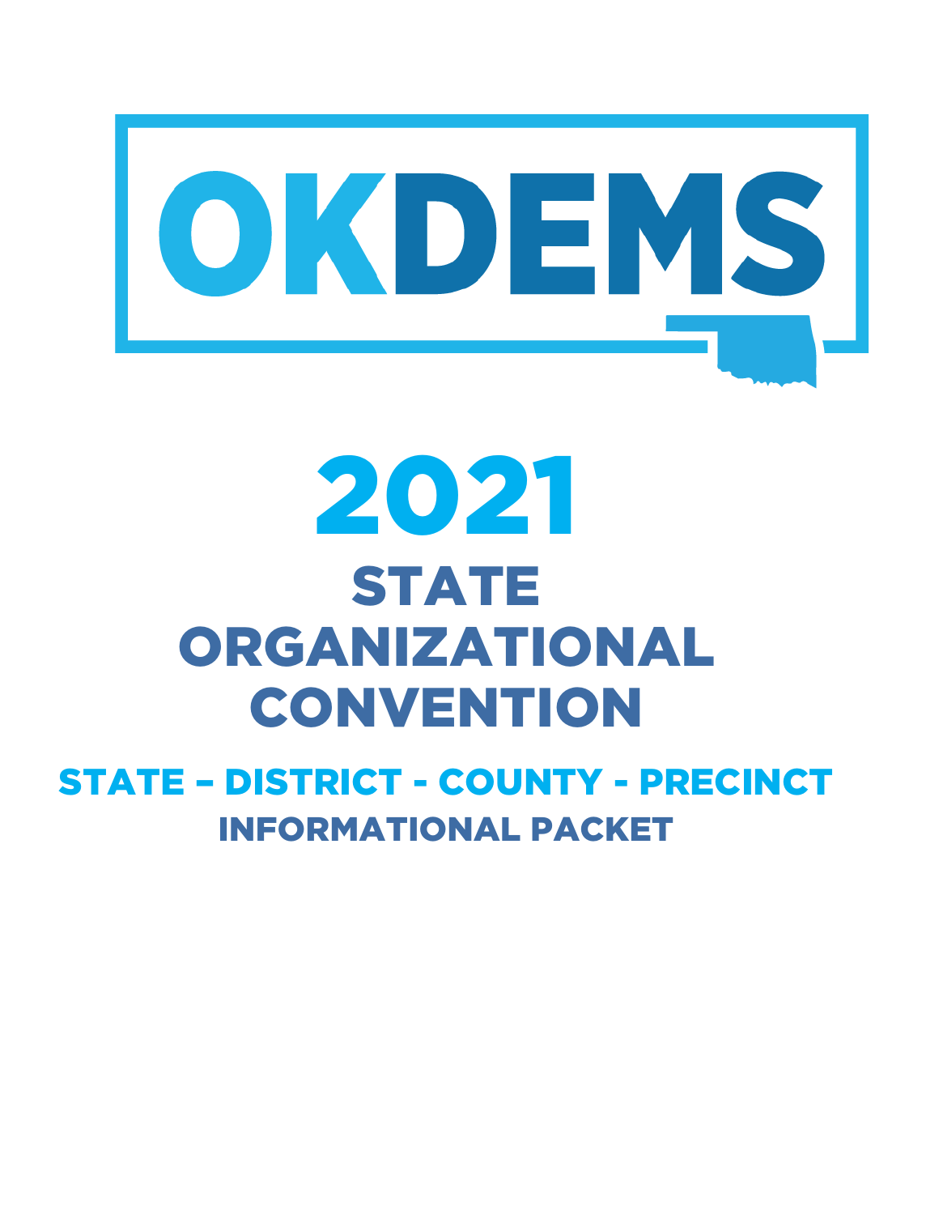# OKDEMS

# 2021

# STATE ORGANIZATIONAL CONVENTION

## STATE – DISTRICT - COUNTY - PRECINCT

## INFORMATIONAL PACKET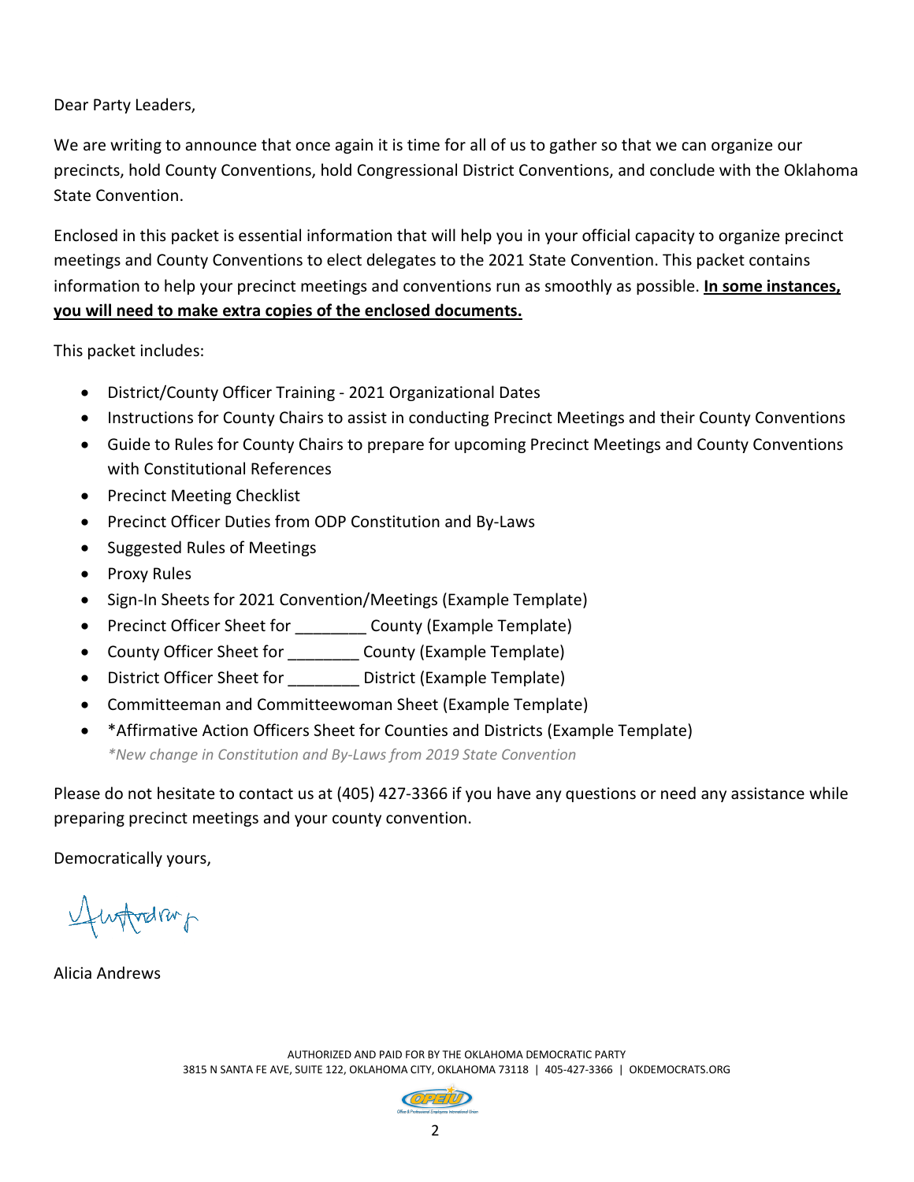Dear Party Leaders,

We are writing to announce that once again it is time for all of us to gather so that we can organize our precincts, hold County Conventions, hold Congressional District Conventions, and conclude with the Oklahoma State Convention.

Enclosed in this packet is essential information that will help you in your official capacity to organize precinct meetings and County Conventions to elect delegates to the 2021 State Convention. This packet contains information to help your precinct meetings and conventions run as smoothly as possible. **In some instances, you will need to make extra copies of the enclosed documents.**

This packet includes:

- District/County Officer Training - 2021 Organizational Dates
- Instructions for County Chairs to assist in conducting Precinct Meetings and their County Conventions
- Guide to Rules for County Chairs to prepare for upcoming Precinct Meetings and County Conventions with Constitutional References
- Precinct Meeting Checklist
- Precinct Officer Duties from ODP Constitution and By-Laws
- Suggested Rules of Meetings
- Proxy Rules
- Sign-In Sheets for 2021 Convention/Meetings (Example Template)
- Precinct Officer Sheet for ________ County (Example Template)
- County Officer Sheet for ________ County (Example Template)
- District Officer Sheet for ________ District (Example Template)
- Committeeman and Committeewoman Sheet (Example Template)
- *Affirmative Action Officers Sheet for Counties and Districts (Example Template)
  *\*New change in Constitution and By-Laws from 2019 State Convention*

Please do not hesitate to contact us at (405) 427-3366 if you have any questions or need any assistance while preparing precinct meetings and your county convention.

Democratically yours,

Alicia Andrews

AUTHORIZED AND PAID FOR BY THE OKLAHOMA DEMOCRATIC PARTY
3815 N SANTA FE AVE, SUITE 122, OKLAHOMA CITY, OKLAHOMA 73118 | 405-427-3366 | OKDEMOCRATS.ORG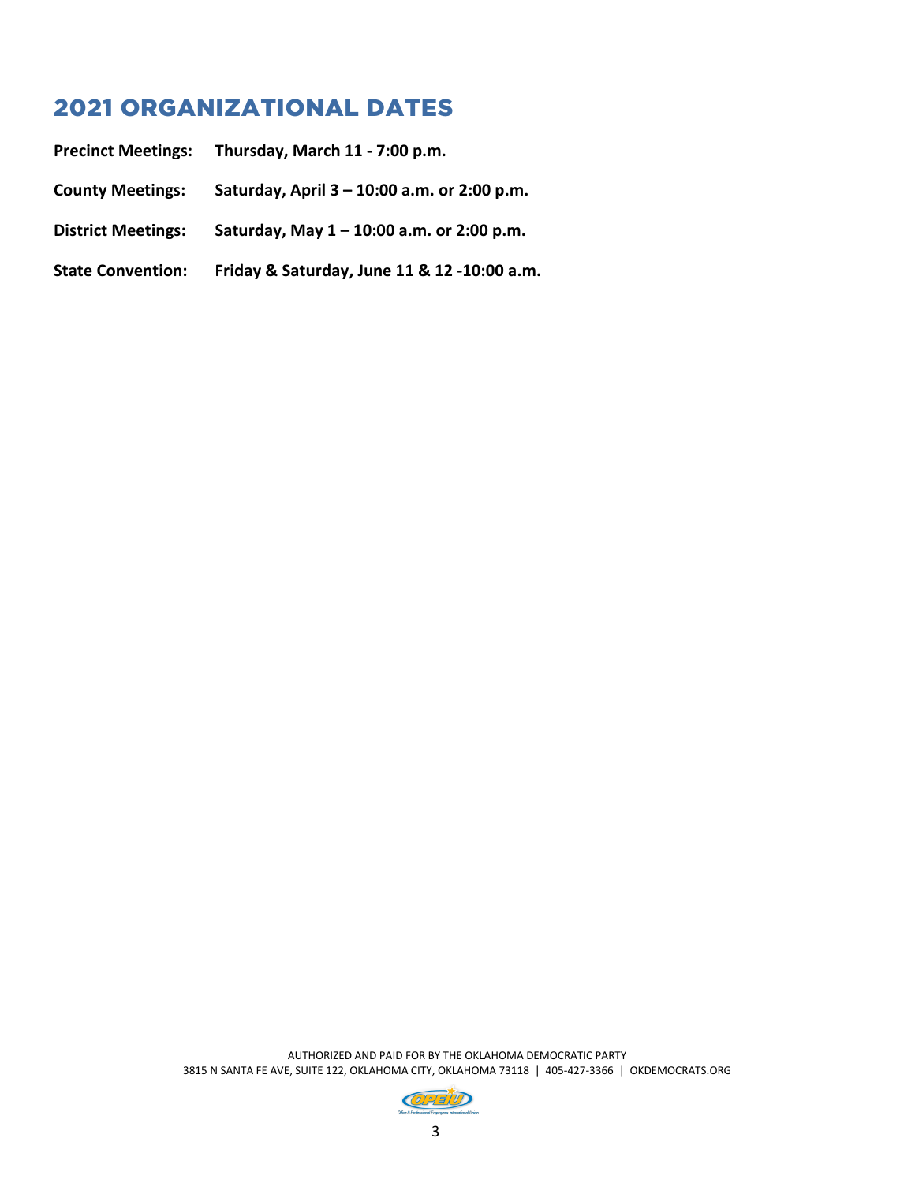## 2021 ORGANIZATIONAL DATES

**Precinct Meetings:** **Thursday, March 11 - 7:00 p.m.**

**County Meetings:** **Saturday, April 3 – 10:00 a.m. or 2:00 p.m.**

**District Meetings:** **Saturday, May 1 – 10:00 a.m. or 2:00 p.m.**

**State Convention:** **Friday & Saturday, June 11 & 12 -10:00 a.m.**

AUTHORIZED AND PAID FOR BY THE OKLAHOMA DEMOCRATIC PARTY
3815 N SANTA FE AVE, SUITE 122, OKLAHOMA CITY, OKLAHOMA 73118 | 405-427-3366 | OKDEMOCRATS.ORG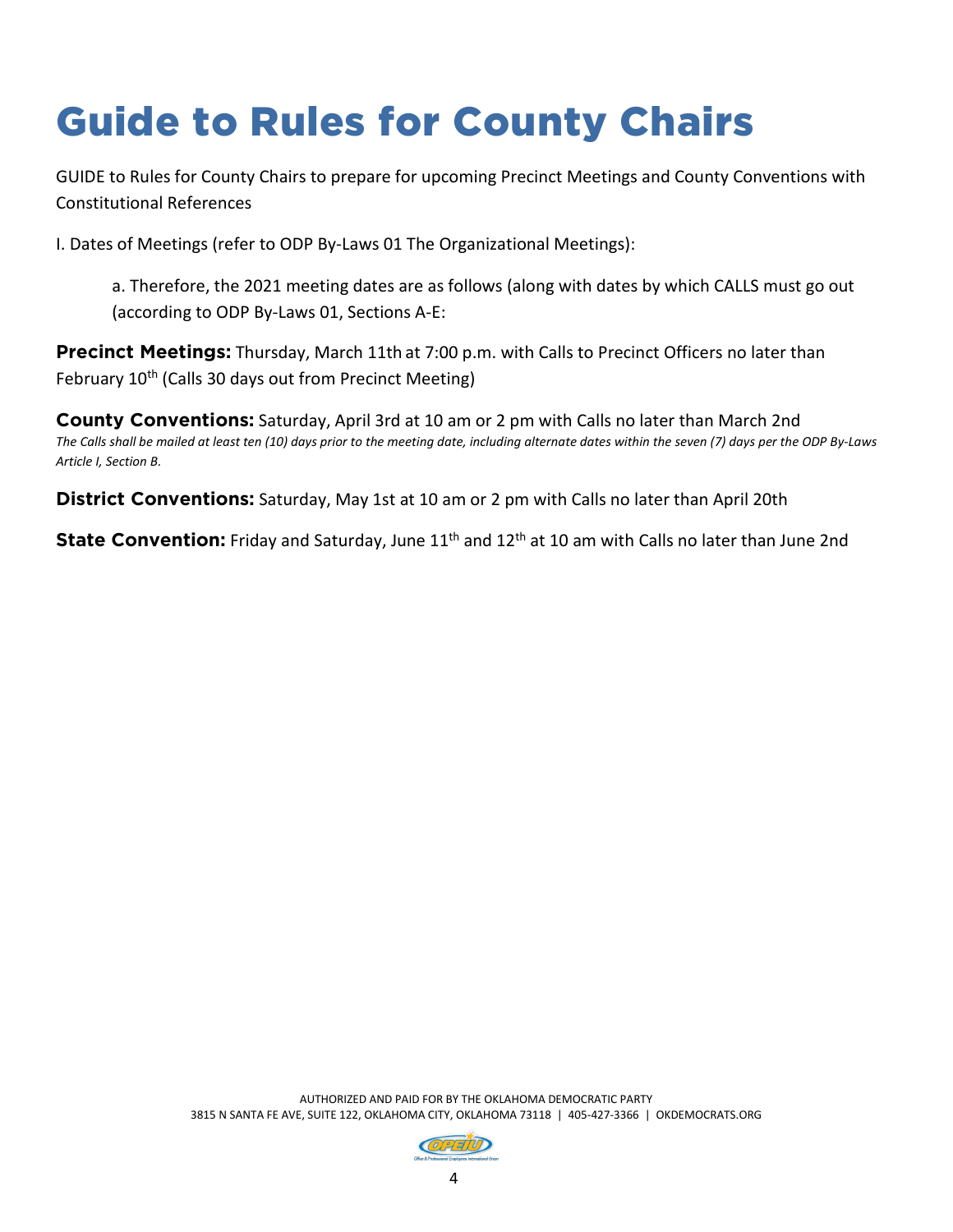# Guide to Rules for County Chairs

GUIDE to Rules for County Chairs to prepare for upcoming Precinct Meetings and County Conventions with Constitutional References

I. Dates of Meetings (refer to ODP By-Laws 01 The Organizational Meetings):

> a. Therefore, the 2021 meeting dates are as follows (along with dates by which CALLS must go out (according to ODP By-Laws 01, Sections A-E:

**Precinct Meetings:** Thursday, March 11th at 7:00 p.m. with Calls to Precinct Officers no later than February 10th (Calls 30 days out from Precinct Meeting)

**County Conventions:** Saturday, April 3rd at 10 am or 2 pm with Calls no later than March 2nd
*The Calls shall be mailed at least ten (10) days prior to the meeting date, including alternate dates within the seven (7) days per the ODP By-Laws Article I, Section B.*

**District Conventions:** Saturday, May 1st at 10 am or 2 pm with Calls no later than April 20th

**State Convention:** Friday and Saturday, June 11th and 12th at 10 am with Calls no later than June 2nd

AUTHORIZED AND PAID FOR BY THE OKLAHOMA DEMOCRATIC PARTY
3815 N SANTA FE AVE, SUITE 122, OKLAHOMA CITY, OKLAHOMA 73118 | 405-427-3366 | OKDEMOCRATS.ORG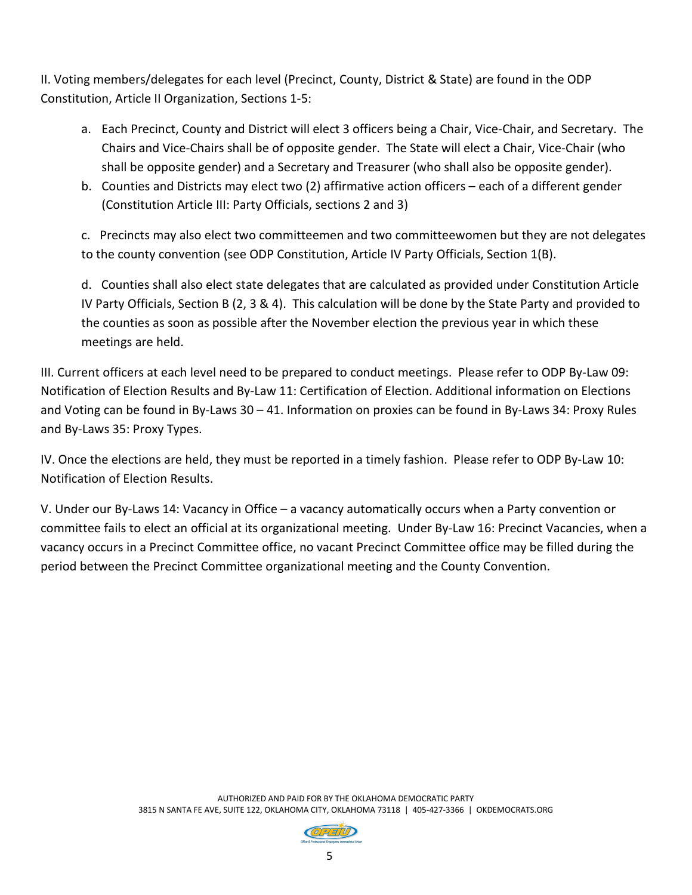II. Voting members/delegates for each level (Precinct, County, District & State) are found in the ODP Constitution, Article II Organization, Sections 1-5:

a. Each Precinct, County and District will elect 3 officers being a Chair, Vice-Chair, and Secretary. The Chairs and Vice-Chairs shall be of opposite gender. The State will elect a Chair, Vice-Chair (who shall be opposite gender) and a Secretary and Treasurer (who shall also be opposite gender).

b. Counties and Districts may elect two (2) affirmative action officers – each of a different gender (Constitution Article III: Party Officials, sections 2 and 3)

c. Precincts may also elect two committeemen and two committeewomen but they are not delegates to the county convention (see ODP Constitution, Article IV Party Officials, Section 1(B).

d. Counties shall also elect state delegates that are calculated as provided under Constitution Article IV Party Officials, Section B (2, 3 & 4). This calculation will be done by the State Party and provided to the counties as soon as possible after the November election the previous year in which these meetings are held.

III. Current officers at each level need to be prepared to conduct meetings. Please refer to ODP By-Law 09: Notification of Election Results and By-Law 11: Certification of Election. Additional information on Elections and Voting can be found in By-Laws 30 – 41. Information on proxies can be found in By-Laws 34: Proxy Rules and By-Laws 35: Proxy Types.

IV. Once the elections are held, they must be reported in a timely fashion. Please refer to ODP By-Law 10: Notification of Election Results.

V. Under our By-Laws 14: Vacancy in Office – a vacancy automatically occurs when a Party convention or committee fails to elect an official at its organizational meeting. Under By-Law 16: Precinct Vacancies, when a vacancy occurs in a Precinct Committee office, no vacant Precinct Committee office may be filled during the period between the Precinct Committee organizational meeting and the County Convention.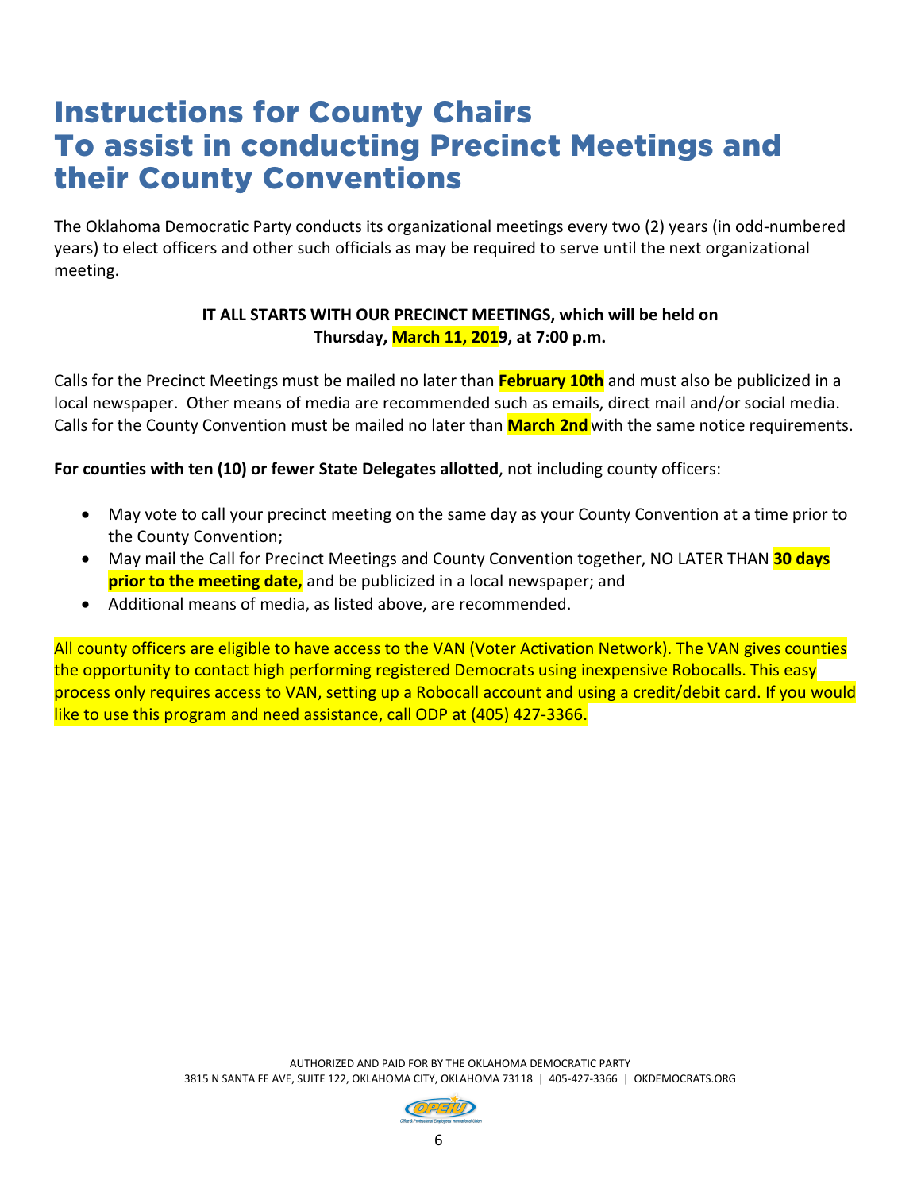# Instructions for County Chairs
# To assist in conducting Precinct Meetings and their County Conventions

The Oklahoma Democratic Party conducts its organizational meetings every two (2) years (in odd-numbered years) to elect officers and other such officials as may be required to serve until the next organizational meeting.

**IT ALL STARTS WITH OUR PRECINCT MEETINGS, which will be held on Thursday, March 11, 2019, at 7:00 p.m.**

Calls for the Precinct Meetings must be mailed no later than **February 10th** and must also be publicized in a local newspaper. Other means of media are recommended such as emails, direct mail and/or social media. Calls for the County Convention must be mailed no later than **March 2nd** with the same notice requirements.

**For counties with ten (10) or fewer State Delegates allotted**, not including county officers:

- May vote to call your precinct meeting on the same day as your County Convention at a time prior to the County Convention;
- May mail the Call for Precinct Meetings and County Convention together, NO LATER THAN **30 days prior to the meeting date,** and be publicized in a local newspaper; and
- Additional means of media, as listed above, are recommended.

All county officers are eligible to have access to the VAN (Voter Activation Network). The VAN gives counties the opportunity to contact high performing registered Democrats using inexpensive Robocalls. This easy process only requires access to VAN, setting up a Robocall account and using a credit/debit card. If you would like to use this program and need assistance, call ODP at (405) 427-3366.

AUTHORIZED AND PAID FOR BY THE OKLAHOMA DEMOCRATIC PARTY
3815 N SANTA FE AVE, SUITE 122, OKLAHOMA CITY, OKLAHOMA 73118 | 405-427-3366 | OKDEMOCRATS.ORG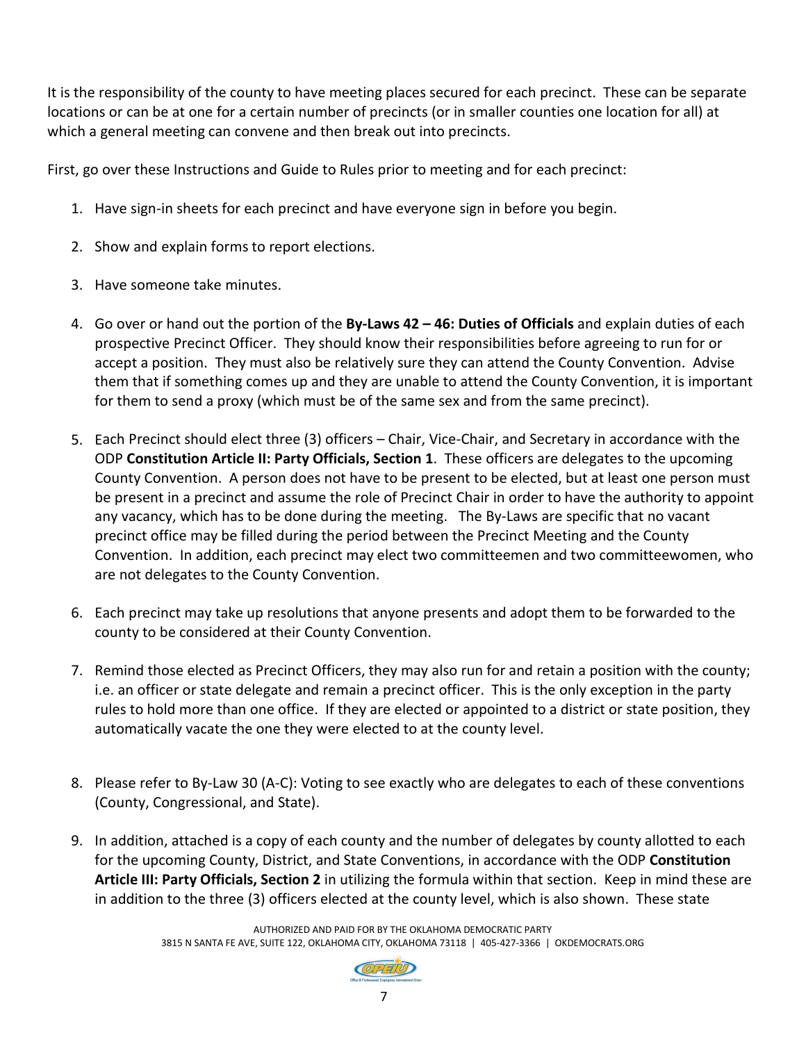It is the responsibility of the county to have meeting places secured for each precinct. These can be separate locations or can be at one for a certain number of precincts (or in smaller counties one location for all) at which a general meeting can convene and then break out into precincts.

First, go over these Instructions and Guide to Rules prior to meeting and for each precinct:

1. Have sign-in sheets for each precinct and have everyone sign in before you begin.
2. Show and explain forms to report elections.
3. Have someone take minutes.
4. Go over or hand out the portion of the **By-Laws 42 – 46: Duties of Officials** and explain duties of each prospective Precinct Officer. They should know their responsibilities before agreeing to run for or accept a position. They must also be relatively sure they can attend the County Convention. Advise them that if something comes up and they are unable to attend the County Convention, it is important for them to send a proxy (which must be of the same sex and from the same precinct).
5. Each Precinct should elect three (3) officers – Chair, Vice-Chair, and Secretary in accordance with the ODP **Constitution Article II: Party Officials, Section 1**. These officers are delegates to the upcoming County Convention. A person does not have to be present to be elected, but at least one person must be present in a precinct and assume the role of Precinct Chair in order to have the authority to appoint any vacancy, which has to be done during the meeting. The By-Laws are specific that no vacant precinct office may be filled during the period between the Precinct Meeting and the County Convention. In addition, each precinct may elect two committeemen and two committeewomen, who are not delegates to the County Convention.
6. Each precinct may take up resolutions that anyone presents and adopt them to be forwarded to the county to be considered at their County Convention.
7. Remind those elected as Precinct Officers, they may also run for and retain a position with the county; i.e. an officer or state delegate and remain a precinct officer. This is the only exception in the party rules to hold more than one office. If they are elected or appointed to a district or state position, they automatically vacate the one they were elected to at the county level.
8. Please refer to By-Law 30 (A-C): Voting to see exactly who are delegates to each of these conventions (County, Congressional, and State).
9. In addition, attached is a copy of each county and the number of delegates by county allotted to each for the upcoming County, District, and State Conventions, in accordance with the ODP **Constitution Article III: Party Officials, Section 2** in utilizing the formula within that section. Keep in mind these are in addition to the three (3) officers elected at the county level, which is also shown. These state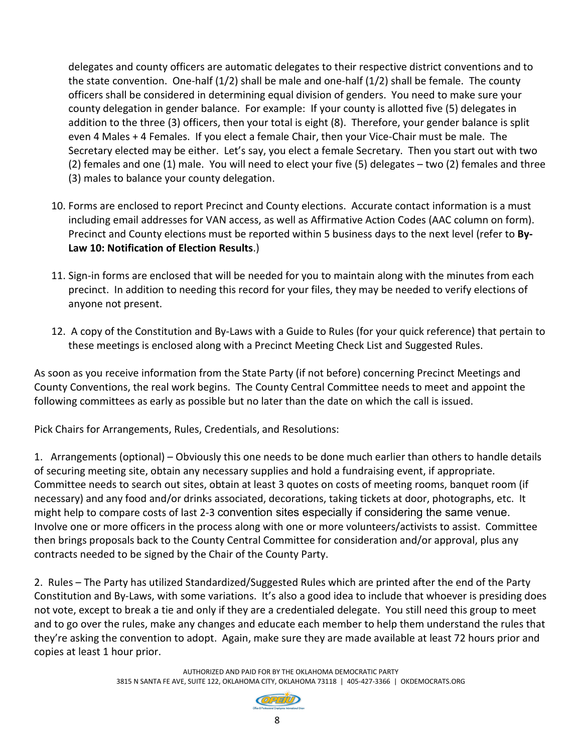delegates and county officers are automatic delegates to their respective district conventions and to the state convention. One-half (1/2) shall be male and one-half (1/2) shall be female. The county officers shall be considered in determining equal division of genders. You need to make sure your county delegation in gender balance. For example: If your county is allotted five (5) delegates in addition to the three (3) officers, then your total is eight (8). Therefore, your gender balance is split even 4 Males + 4 Females. If you elect a female Chair, then your Vice-Chair must be male. The Secretary elected may be either. Let's say, you elect a female Secretary. Then you start out with two (2) females and one (1) male. You will need to elect your five (5) delegates – two (2) females and three (3) males to balance your county delegation.

10. Forms are enclosed to report Precinct and County elections. Accurate contact information is a must including email addresses for VAN access, as well as Affirmative Action Codes (AAC column on form). Precinct and County elections must be reported within 5 business days to the next level (refer to **By-Law 10: Notification of Election Results**.)

11. Sign-in forms are enclosed that will be needed for you to maintain along with the minutes from each precinct. In addition to needing this record for your files, they may be needed to verify elections of anyone not present.

12. A copy of the Constitution and By-Laws with a Guide to Rules (for your quick reference) that pertain to these meetings is enclosed along with a Precinct Meeting Check List and Suggested Rules.

As soon as you receive information from the State Party (if not before) concerning Precinct Meetings and County Conventions, the real work begins. The County Central Committee needs to meet and appoint the following committees as early as possible but no later than the date on which the call is issued.

Pick Chairs for Arrangements, Rules, Credentials, and Resolutions:

1. Arrangements (optional) – Obviously this one needs to be done much earlier than others to handle details of securing meeting site, obtain any necessary supplies and hold a fundraising event, if appropriate. Committee needs to search out sites, obtain at least 3 quotes on costs of meeting rooms, banquet room (if necessary) and any food and/or drinks associated, decorations, taking tickets at door, photographs, etc. It might help to compare costs of last 2-3 convention sites especially if considering the same venue. Involve one or more officers in the process along with one or more volunteers/activists to assist. Committee then brings proposals back to the County Central Committee for consideration and/or approval, plus any contracts needed to be signed by the Chair of the County Party.

2. Rules – The Party has utilized Standardized/Suggested Rules which are printed after the end of the Party Constitution and By-Laws, with some variations. It's also a good idea to include that whoever is presiding does not vote, except to break a tie and only if they are a credentialed delegate. You still need this group to meet and to go over the rules, make any changes and educate each member to help them understand the rules that they're asking the convention to adopt. Again, make sure they are made available at least 72 hours prior and copies at least 1 hour prior.

AUTHORIZED AND PAID FOR BY THE OKLAHOMA DEMOCRATIC PARTY
3815 N SANTA FE AVE, SUITE 122, OKLAHOMA CITY, OKLAHOMA 73118 | 405-427-3366 | OKDEMOCRATS.ORG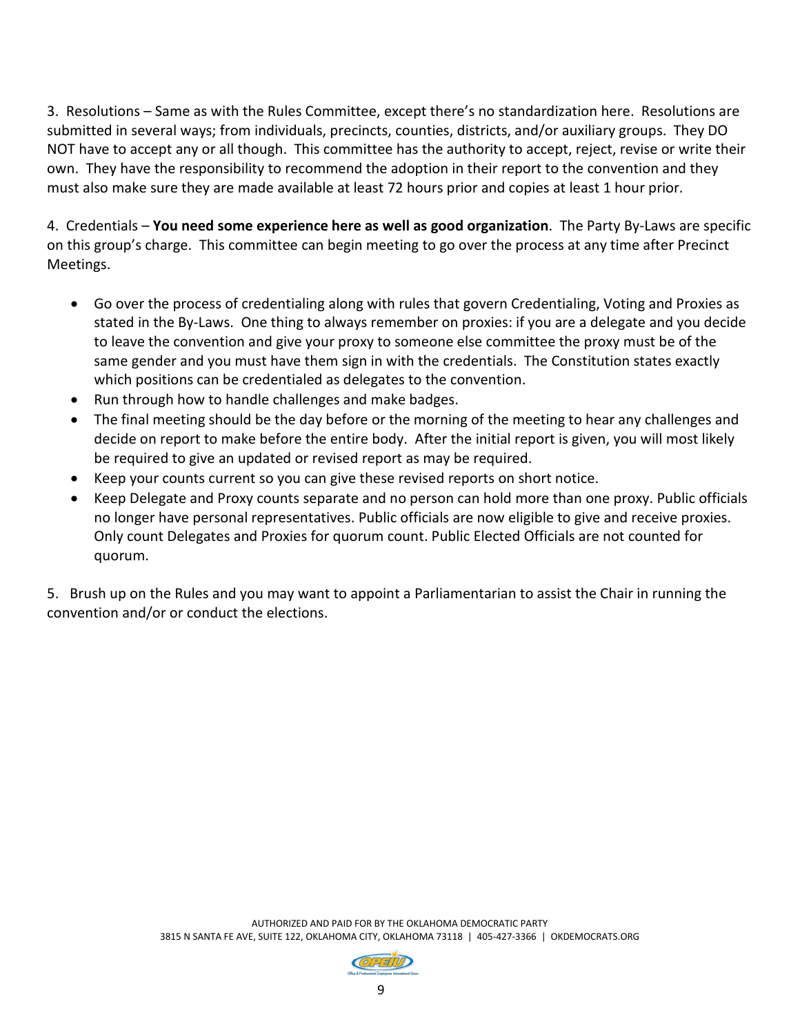3. Resolutions – Same as with the Rules Committee, except there's no standardization here. Resolutions are submitted in several ways; from individuals, precincts, counties, districts, and/or auxiliary groups. They DO NOT have to accept any or all though. This committee has the authority to accept, reject, revise or write their own. They have the responsibility to recommend the adoption in their report to the convention and they must also make sure they are made available at least 72 hours prior and copies at least 1 hour prior.

4. Credentials – **You need some experience here as well as good organization**. The Party By-Laws are specific on this group's charge. This committee can begin meeting to go over the process at any time after Precinct Meetings.

- Go over the process of credentialing along with rules that govern Credentialing, Voting and Proxies as stated in the By-Laws. One thing to always remember on proxies: if you are a delegate and you decide to leave the convention and give your proxy to someone else committee the proxy must be of the same gender and you must have them sign in with the credentials. The Constitution states exactly which positions can be credentialed as delegates to the convention.
- Run through how to handle challenges and make badges.
- The final meeting should be the day before or the morning of the meeting to hear any challenges and decide on report to make before the entire body. After the initial report is given, you will most likely be required to give an updated or revised report as may be required.
- Keep your counts current so you can give these revised reports on short notice.
- Keep Delegate and Proxy counts separate and no person can hold more than one proxy. Public officials no longer have personal representatives. Public officials are now eligible to give and receive proxies. Only count Delegates and Proxies for quorum count. Public Elected Officials are not counted for quorum.

5. Brush up on the Rules and you may want to appoint a Parliamentarian to assist the Chair in running the convention and/or or conduct the elections.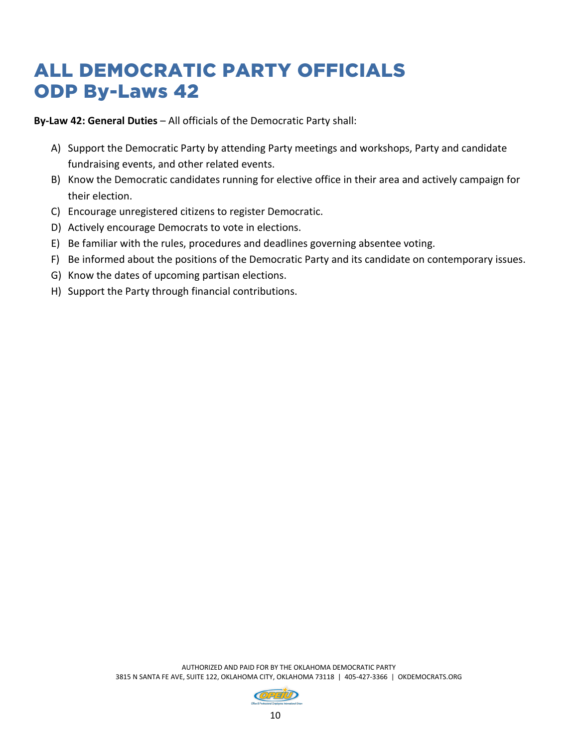# ALL DEMOCRATIC PARTY OFFICIALS
# ODP By-Laws 42

**By-Law 42: General Duties** – All officials of the Democratic Party shall:

A) Support the Democratic Party by attending Party meetings and workshops, Party and candidate fundraising events, and other related events.
B) Know the Democratic candidates running for elective office in their area and actively campaign for their election.
C) Encourage unregistered citizens to register Democratic.
D) Actively encourage Democrats to vote in elections.
E) Be familiar with the rules, procedures and deadlines governing absentee voting.
F) Be informed about the positions of the Democratic Party and its candidate on contemporary issues.
G) Know the dates of upcoming partisan elections.
H) Support the Party through financial contributions.

AUTHORIZED AND PAID FOR BY THE OKLAHOMA DEMOCRATIC PARTY
3815 N SANTA FE AVE, SUITE 122, OKLAHOMA CITY, OKLAHOMA 73118 | 405-427-3366 | OKDEMOCRATS.ORG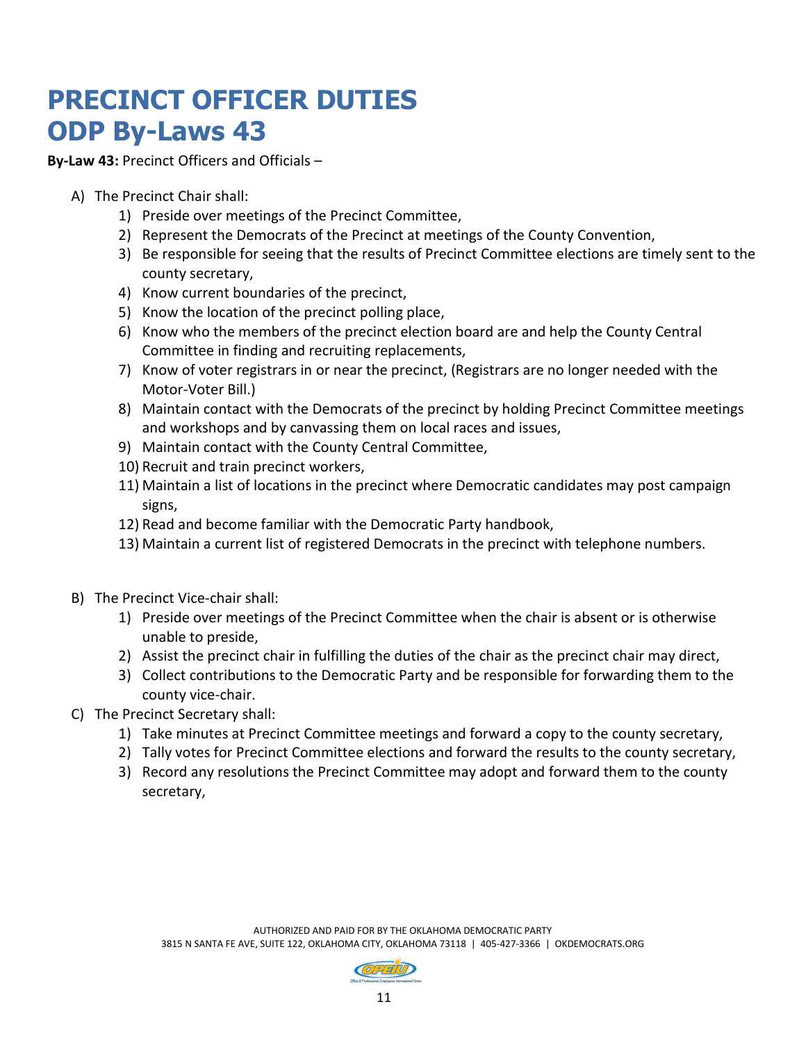# PRECINCT OFFICER DUTIES
# ODP By-Laws 43

**By-Law 43:** Precinct Officers and Officials –

A) The Precinct Chair shall:
   1) Preside over meetings of the Precinct Committee,
   2) Represent the Democrats of the Precinct at meetings of the County Convention,
   3) Be responsible for seeing that the results of Precinct Committee elections are timely sent to the county secretary,
   4) Know current boundaries of the precinct,
   5) Know the location of the precinct polling place,
   6) Know who the members of the precinct election board are and help the County Central Committee in finding and recruiting replacements,
   7) Know of voter registrars in or near the precinct, (Registrars are no longer needed with the Motor-Voter Bill.)
   8) Maintain contact with the Democrats of the precinct by holding Precinct Committee meetings and workshops and by canvassing them on local races and issues,
   9) Maintain contact with the County Central Committee,
   10) Recruit and train precinct workers,
   11) Maintain a list of locations in the precinct where Democratic candidates may post campaign signs,
   12) Read and become familiar with the Democratic Party handbook,
   13) Maintain a current list of registered Democrats in the precinct with telephone numbers.

B) The Precinct Vice-chair shall:
   1) Preside over meetings of the Precinct Committee when the chair is absent or is otherwise unable to preside,
   2) Assist the precinct chair in fulfilling the duties of the chair as the precinct chair may direct,
   3) Collect contributions to the Democratic Party and be responsible for forwarding them to the county vice-chair.

C) The Precinct Secretary shall:
   1) Take minutes at Precinct Committee meetings and forward a copy to the county secretary,
   2) Tally votes for Precinct Committee elections and forward the results to the county secretary,
   3) Record any resolutions the Precinct Committee may adopt and forward them to the county secretary,

AUTHORIZED AND PAID FOR BY THE OKLAHOMA DEMOCRATIC PARTY
3815 N SANTA FE AVE, SUITE 122, OKLAHOMA CITY, OKLAHOMA 73118 | 405-427-3366 | OKDEMOCRATS.ORG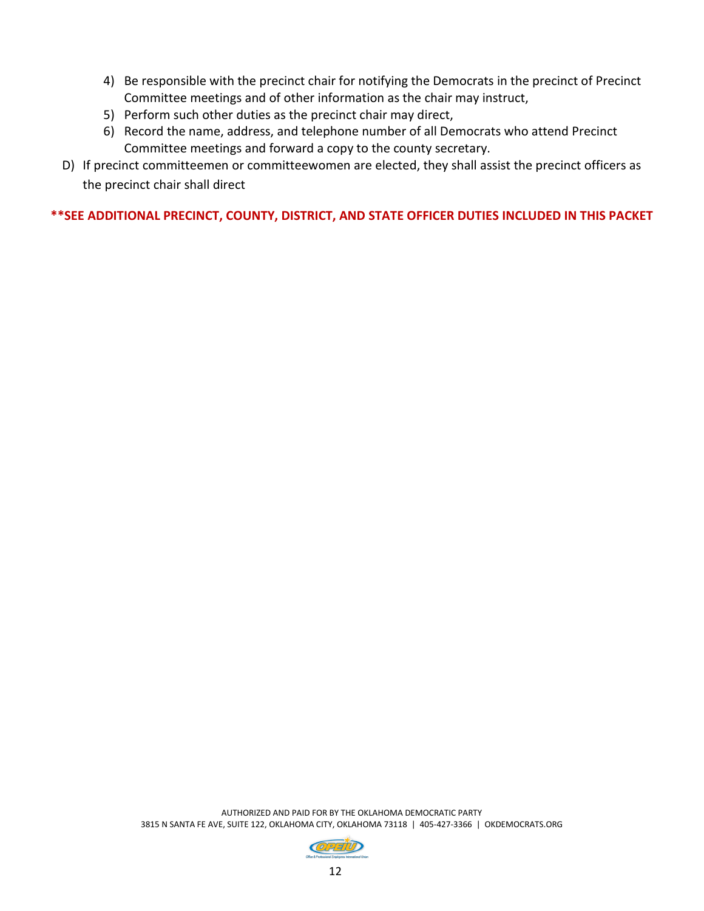4) Be responsible with the precinct chair for notifying the Democrats in the precinct of Precinct Committee meetings and of other information as the chair may instruct,
5) Perform such other duties as the precinct chair may direct,
6) Record the name, address, and telephone number of all Democrats who attend Precinct Committee meetings and forward a copy to the county secretary.

D) If precinct committeemen or committeewomen are elected, they shall assist the precinct officers as the precinct chair shall direct

**\*\*SEE ADDITIONAL PRECINCT, COUNTY, DISTRICT, AND STATE OFFICER DUTIES INCLUDED IN THIS PACKET**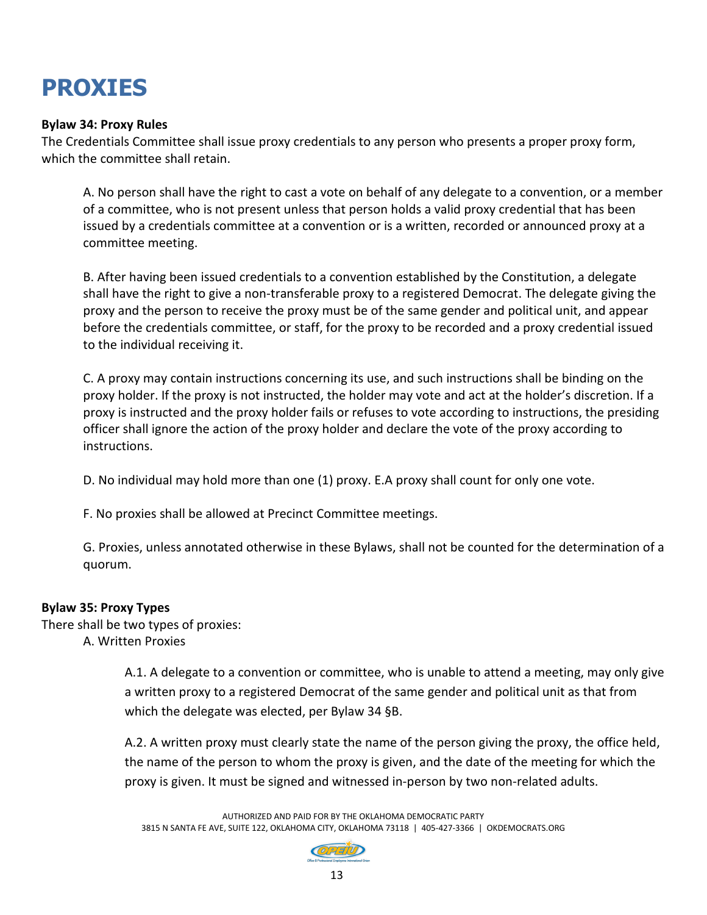# PROXIES

**Bylaw 34: Proxy Rules**

The Credentials Committee shall issue proxy credentials to any person who presents a proper proxy form, which the committee shall retain.

A. No person shall have the right to cast a vote on behalf of any delegate to a convention, or a member of a committee, who is not present unless that person holds a valid proxy credential that has been issued by a credentials committee at a convention or is a written, recorded or announced proxy at a committee meeting.

B. After having been issued credentials to a convention established by the Constitution, a delegate shall have the right to give a non-transferable proxy to a registered Democrat. The delegate giving the proxy and the person to receive the proxy must be of the same gender and political unit, and appear before the credentials committee, or staff, for the proxy to be recorded and a proxy credential issued to the individual receiving it.

C. A proxy may contain instructions concerning its use, and such instructions shall be binding on the proxy holder. If the proxy is not instructed, the holder may vote and act at the holder's discretion. If a proxy is instructed and the proxy holder fails or refuses to vote according to instructions, the presiding officer shall ignore the action of the proxy holder and declare the vote of the proxy according to instructions.

D. No individual may hold more than one (1) proxy. E.A proxy shall count for only one vote.

F. No proxies shall be allowed at Precinct Committee meetings.

G. Proxies, unless annotated otherwise in these Bylaws, shall not be counted for the determination of a quorum.

**Bylaw 35: Proxy Types**

There shall be two types of proxies:

A. Written Proxies

A.1. A delegate to a convention or committee, who is unable to attend a meeting, may only give a written proxy to a registered Democrat of the same gender and political unit as that from which the delegate was elected, per Bylaw 34 §B.

A.2. A written proxy must clearly state the name of the person giving the proxy, the office held, the name of the person to whom the proxy is given, and the date of the meeting for which the proxy is given. It must be signed and witnessed in-person by two non-related adults.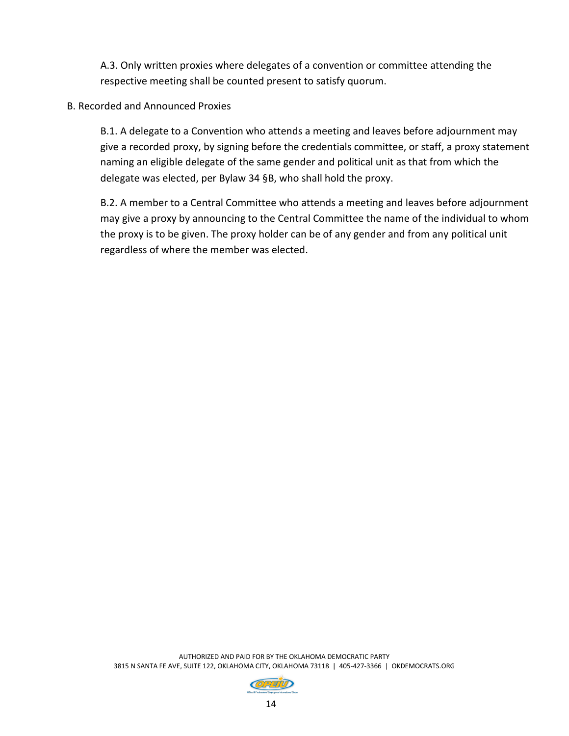A.3. Only written proxies where delegates of a convention or committee attending the respective meeting shall be counted present to satisfy quorum.

B. Recorded and Announced Proxies

B.1. A delegate to a Convention who attends a meeting and leaves before adjournment may give a recorded proxy, by signing before the credentials committee, or staff, a proxy statement naming an eligible delegate of the same gender and political unit as that from which the delegate was elected, per Bylaw 34 §B, who shall hold the proxy.

B.2. A member to a Central Committee who attends a meeting and leaves before adjournment may give a proxy by announcing to the Central Committee the name of the individual to whom the proxy is to be given. The proxy holder can be of any gender and from any political unit regardless of where the member was elected.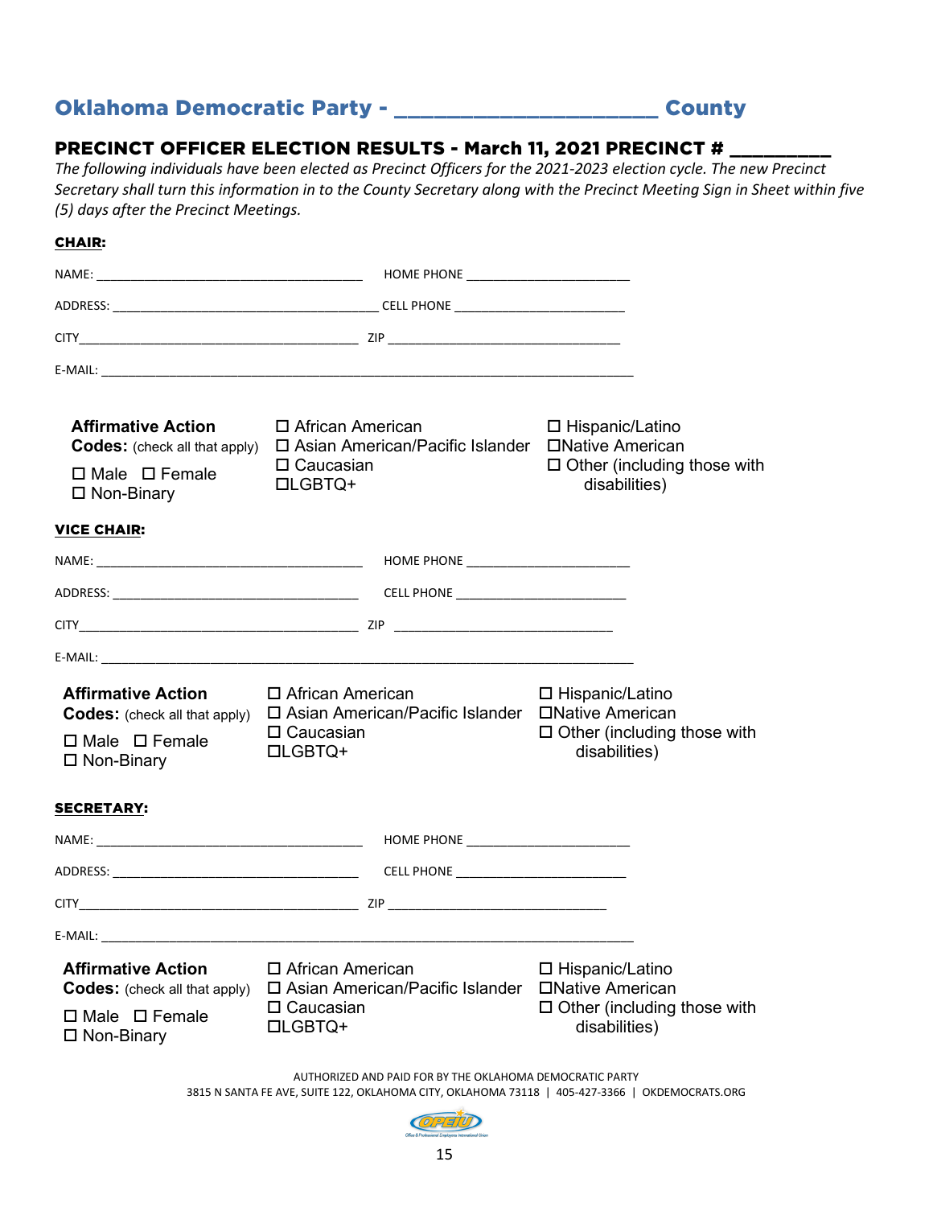# Oklahoma Democratic Party - _____________________ County

## PRECINCT OFFICER ELECTION RESULTS - March 11, 2021 PRECINCT # _________

*The following individuals have been elected as Precinct Officers for the 2021-2023 election cycle. The new Precinct Secretary shall turn this information in to the County Secretary along with the Precinct Meeting Sign in Sheet within five (5) days after the Precinct Meetings.*

**CHAIR:**

NAME: ______________________________________ HOME PHONE _______________________

ADDRESS: ______________________________________ CELL PHONE ________________________

CITY________________________________________ ZIP _________________________________

E-MAIL: ____________________________________________________________________________

**Affirmative Action Codes:** (check all that apply)

☐ Male ☐ Female
☐ Non-Binary

☐ African American
☐ Asian American/Pacific Islander
☐ Caucasian
☐LGBTQ+

☐ Hispanic/Latino
☐Native American
☐ Other (including those with disabilities)

**VICE CHAIR:**

NAME: ______________________________________ HOME PHONE _______________________

ADDRESS: ___________________________________ CELL PHONE ________________________

CITY________________________________________ ZIP _______________________________

E-MAIL: ____________________________________________________________________________

**Affirmative Action Codes:** (check all that apply)

☐ Male ☐ Female
☐ Non-Binary

☐ African American
☐ Asian American/Pacific Islander
☐ Caucasian
☐LGBTQ+

☐ Hispanic/Latino
☐Native American
☐ Other (including those with disabilities)

**SECRETARY:**

NAME: ______________________________________ HOME PHONE _______________________

ADDRESS: ___________________________________ CELL PHONE ________________________

CITY________________________________________ ZIP _______________________________

E-MAIL: ____________________________________________________________________________

**Affirmative Action Codes:** (check all that apply)

☐ Male ☐ Female
☐ Non-Binary

☐ African American
☐ Asian American/Pacific Islander
☐ Caucasian
☐LGBTQ+

☐ Hispanic/Latino
☐Native American
☐ Other (including those with disabilities)

AUTHORIZED AND PAID FOR BY THE OKLAHOMA DEMOCRATIC PARTY
3815 N SANTA FE AVE, SUITE 122, OKLAHOMA CITY, OKLAHOMA 73118 | 405-427-3366 | OKDEMOCRATS.ORG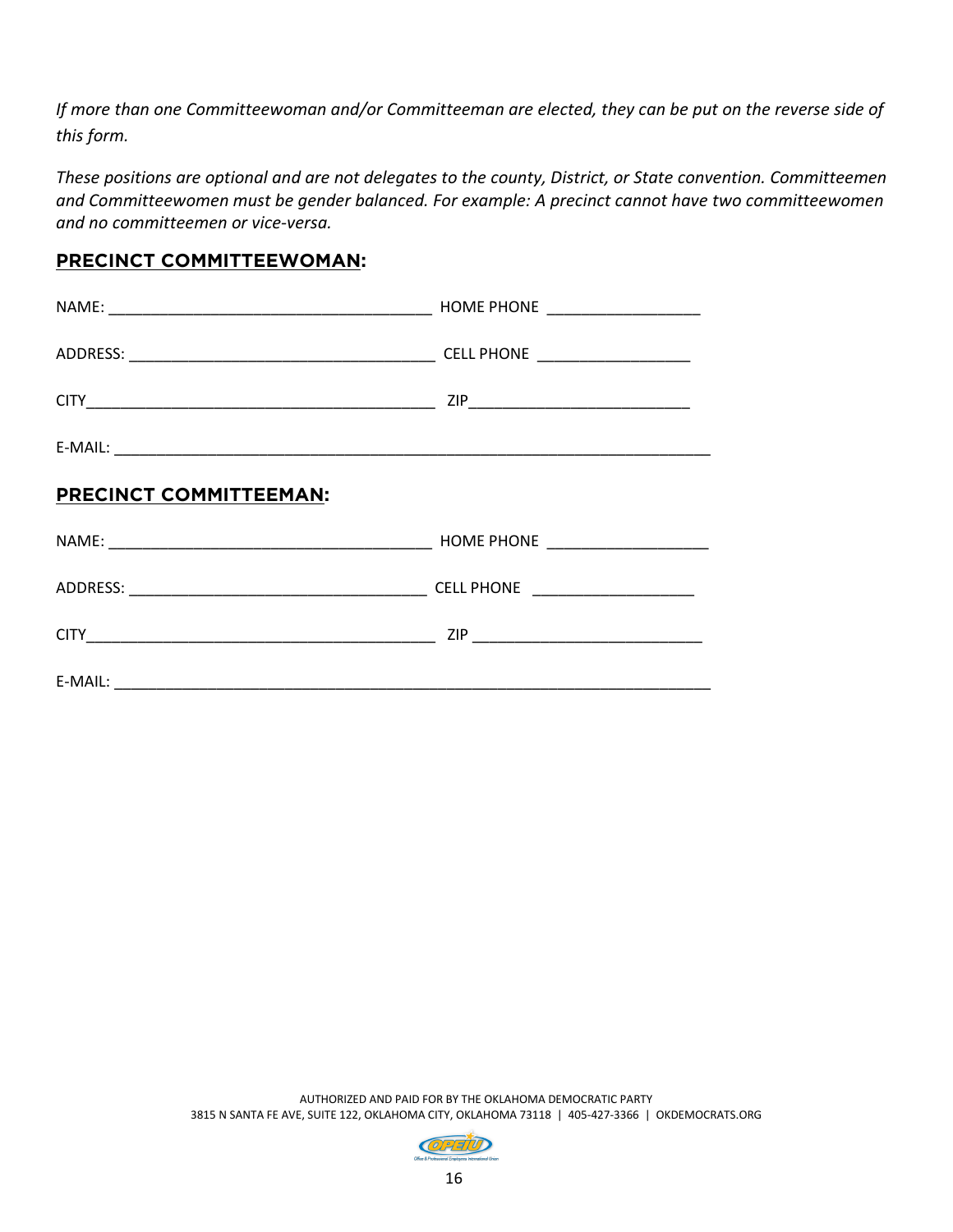*If more than one Committeewoman and/or Committeeman are elected, they can be put on the reverse side of this form.*

*These positions are optional and are not delegates to the county, District, or State convention. Committeemen and Committeewomen must be gender balanced. For example: A precinct cannot have two committeewomen and no committeemen or vice-versa.*

## PRECINCT COMMITTEEWOMAN:

NAME: ____________________________________ HOME PHONE _________________

ADDRESS: __________________________________ CELL PHONE _________________

CITY_______________________________________ ZIP________________________

E-MAIL: ____________________________________________________________________

## PRECINCT COMMITTEEMAN:

NAME: ____________________________________ HOME PHONE __________________

ADDRESS: _________________________________ CELL PHONE __________________

CITY_______________________________________ ZIP _________________________

E-MAIL: ____________________________________________________________________

AUTHORIZED AND PAID FOR BY THE OKLAHOMA DEMOCRATIC PARTY
3815 N SANTA FE AVE, SUITE 122, OKLAHOMA CITY, OKLAHOMA 73118 | 405-427-3366 | OKDEMOCRATS.ORG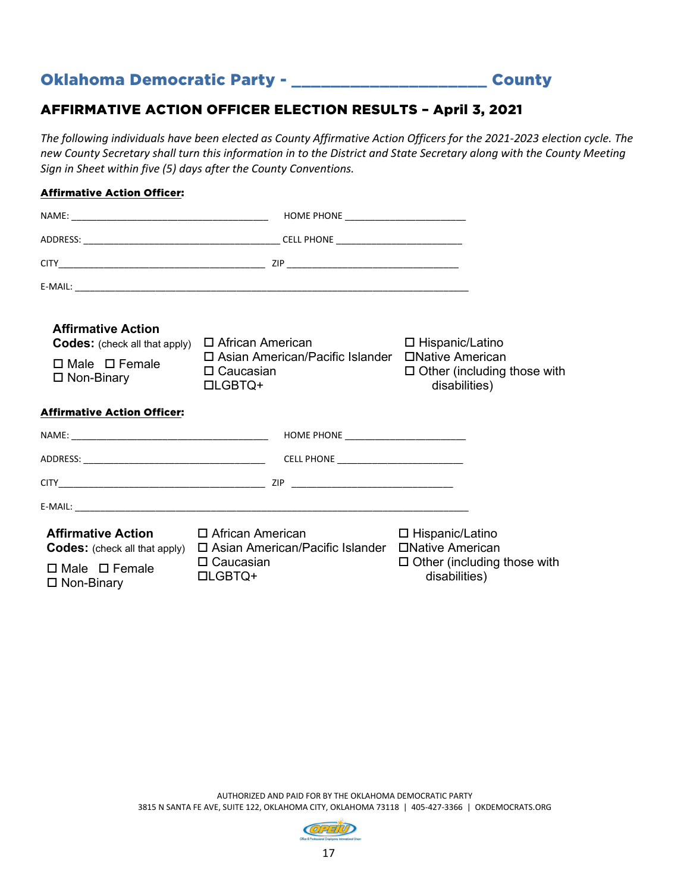# Oklahoma Democratic Party - ______________________ County

## AFFIRMATIVE ACTION OFFICER ELECTION RESULTS – April 3, 2021

*The following individuals have been elected as County Affirmative Action Officers for the 2021-2023 election cycle. The new County Secretary shall turn this information in to the District and State Secretary along with the County Meeting Sign in Sheet within five (5) days after the County Conventions.*

**Affirmative Action Officer:**

NAME: ______________________________________ HOME PHONE ________________________

ADDRESS: ______________________________________ CELL PHONE ________________________

CITY______________________________________ ZIP ________________________________

E-MAIL: ____________________________________________________________________________

**Affirmative Action Codes:** (check all that apply)

☐ Male ☐ Female
☐ Non-Binary

☐ African American
☐ Asian American/Pacific Islander
☐ Caucasian
☐LGBTQ+

☐ Hispanic/Latino
☐Native American
☐ Other (including those with disabilities)

**Affirmative Action Officer:**

NAME: ______________________________________ HOME PHONE ________________________

ADDRESS: ____________________________________ CELL PHONE ________________________

CITY______________________________________ ZIP ________________________________

E-MAIL: ____________________________________________________________________________

**Affirmative Action Codes:** (check all that apply)

☐ Male ☐ Female
☐ Non-Binary

☐ African American
☐ Asian American/Pacific Islander
☐ Caucasian
☐LGBTQ+

☐ Hispanic/Latino
☐Native American
☐ Other (including those with disabilities)

AUTHORIZED AND PAID FOR BY THE OKLAHOMA DEMOCRATIC PARTY
3815 N SANTA FE AVE, SUITE 122, OKLAHOMA CITY, OKLAHOMA 73118 | 405-427-3366 | OKDEMOCRATS.ORG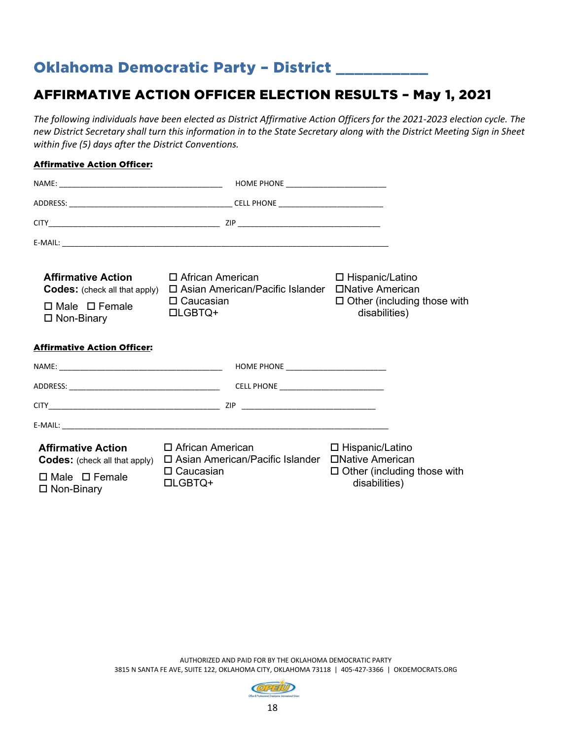# Oklahoma Democratic Party – District __________

## AFFIRMATIVE ACTION OFFICER ELECTION RESULTS – May 1, 2021

*The following individuals have been elected as District Affirmative Action Officers for the 2021-2023 election cycle. The new District Secretary shall turn this information in to the State Secretary along with the District Meeting Sign in Sheet within five (5) days after the District Conventions.*

**Affirmative Action Officer:**

NAME: ______________________________________ HOME PHONE _______________________

ADDRESS: ______________________________________ CELL PHONE ________________________

CITY________________________________________ ZIP _________________________________

E-MAIL: ____________________________________________________________________________

**Affirmative Action Codes:** (check all that apply)

☐ Male ☐ Female
☐ Non-Binary

☐ African American
☐ Asian American/Pacific Islander
☐ Caucasian
☐LGBTQ+

☐ Hispanic/Latino
☐Native American
☐ Other (including those with disabilities)

**Affirmative Action Officer:**

NAME: ______________________________________ HOME PHONE _______________________

ADDRESS: ___________________________________ CELL PHONE ________________________

CITY________________________________________ ZIP _______________________________

E-MAIL: ____________________________________________________________________________

**Affirmative Action Codes:** (check all that apply)

☐ Male ☐ Female
☐ Non-Binary

☐ African American
☐ Asian American/Pacific Islander
☐ Caucasian
☐LGBTQ+

☐ Hispanic/Latino
☐Native American
☐ Other (including those with disabilities)

AUTHORIZED AND PAID FOR BY THE OKLAHOMA DEMOCRATIC PARTY
3815 N SANTA FE AVE, SUITE 122, OKLAHOMA CITY, OKLAHOMA 73118 | 405-427-3366 | OKDEMOCRATS.ORG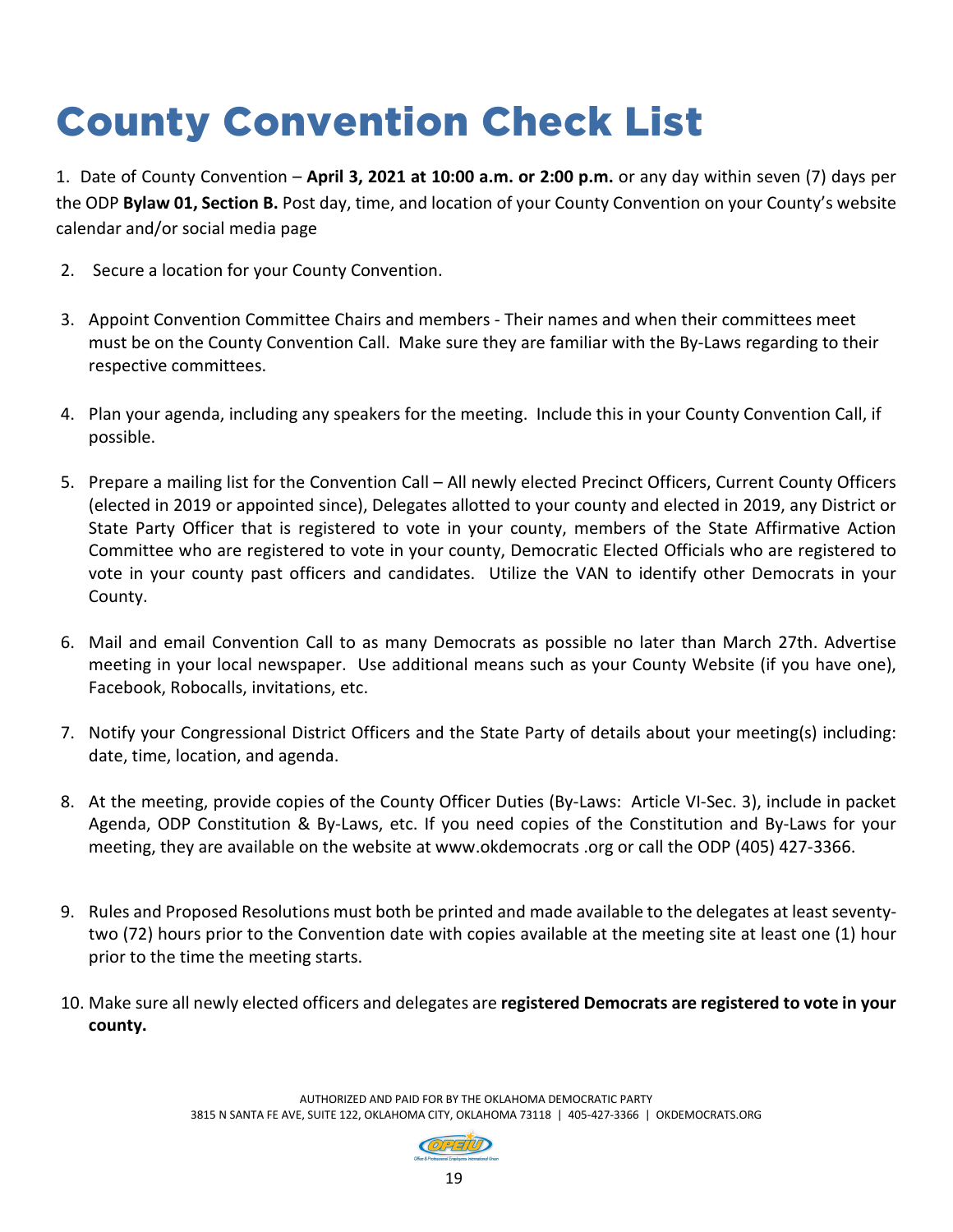# County Convention Check List

1. Date of County Convention – **April 3, 2021 at 10:00 a.m. or 2:00 p.m.** or any day within seven (7) days per the ODP **Bylaw 01, Section B.** Post day, time, and location of your County Convention on your County's website calendar and/or social media page

2. Secure a location for your County Convention.

3. Appoint Convention Committee Chairs and members - Their names and when their committees meet must be on the County Convention Call. Make sure they are familiar with the By-Laws regarding to their respective committees.

4. Plan your agenda, including any speakers for the meeting. Include this in your County Convention Call, if possible.

5. Prepare a mailing list for the Convention Call – All newly elected Precinct Officers, Current County Officers (elected in 2019 or appointed since), Delegates allotted to your county and elected in 2019, any District or State Party Officer that is registered to vote in your county, members of the State Affirmative Action Committee who are registered to vote in your county, Democratic Elected Officials who are registered to vote in your county past officers and candidates. Utilize the VAN to identify other Democrats in your County.

6. Mail and email Convention Call to as many Democrats as possible no later than March 27th. Advertise meeting in your local newspaper. Use additional means such as your County Website (if you have one), Facebook, Robocalls, invitations, etc.

7. Notify your Congressional District Officers and the State Party of details about your meeting(s) including: date, time, location, and agenda.

8. At the meeting, provide copies of the County Officer Duties (By-Laws: Article VI-Sec. 3), include in packet Agenda, ODP Constitution & By-Laws, etc. If you need copies of the Constitution and By-Laws for your meeting, they are available on the website at www.okdemocrats .org or call the ODP (405) 427-3366.

9. Rules and Proposed Resolutions must both be printed and made available to the delegates at least seventy-two (72) hours prior to the Convention date with copies available at the meeting site at least one (1) hour prior to the time the meeting starts.

10. Make sure all newly elected officers and delegates are **registered Democrats are registered to vote in your county.**

AUTHORIZED AND PAID FOR BY THE OKLAHOMA DEMOCRATIC PARTY
3815 N SANTA FE AVE, SUITE 122, OKLAHOMA CITY, OKLAHOMA 73118 | 405-427-3366 | OKDEMOCRATS.ORG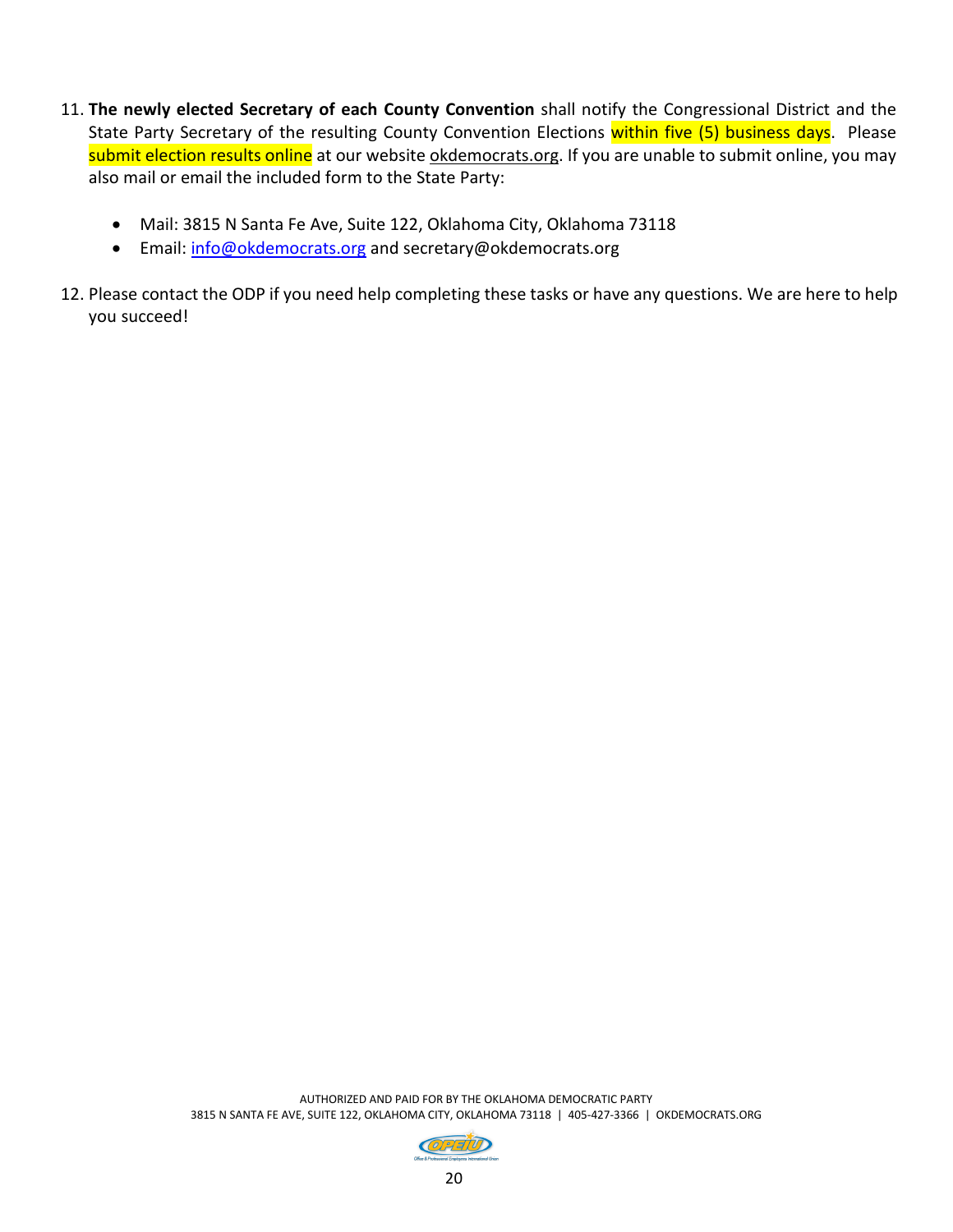11. **The newly elected Secretary of each County Convention** shall notify the Congressional District and the State Party Secretary of the resulting County Convention Elections within five (5) business days. Please submit election results online at our website okdemocrats.org. If you are unable to submit online, you may also mail or email the included form to the State Party:

    - Mail: 3815 N Santa Fe Ave, Suite 122, Oklahoma City, Oklahoma 73118
    - Email: info@okdemocrats.org and secretary@okdemocrats.org

12. Please contact the ODP if you need help completing these tasks or have any questions. We are here to help you succeed!

AUTHORIZED AND PAID FOR BY THE OKLAHOMA DEMOCRATIC PARTY
3815 N SANTA FE AVE, SUITE 122, OKLAHOMA CITY, OKLAHOMA 73118 | 405-427-3366 | OKDEMOCRATS.ORG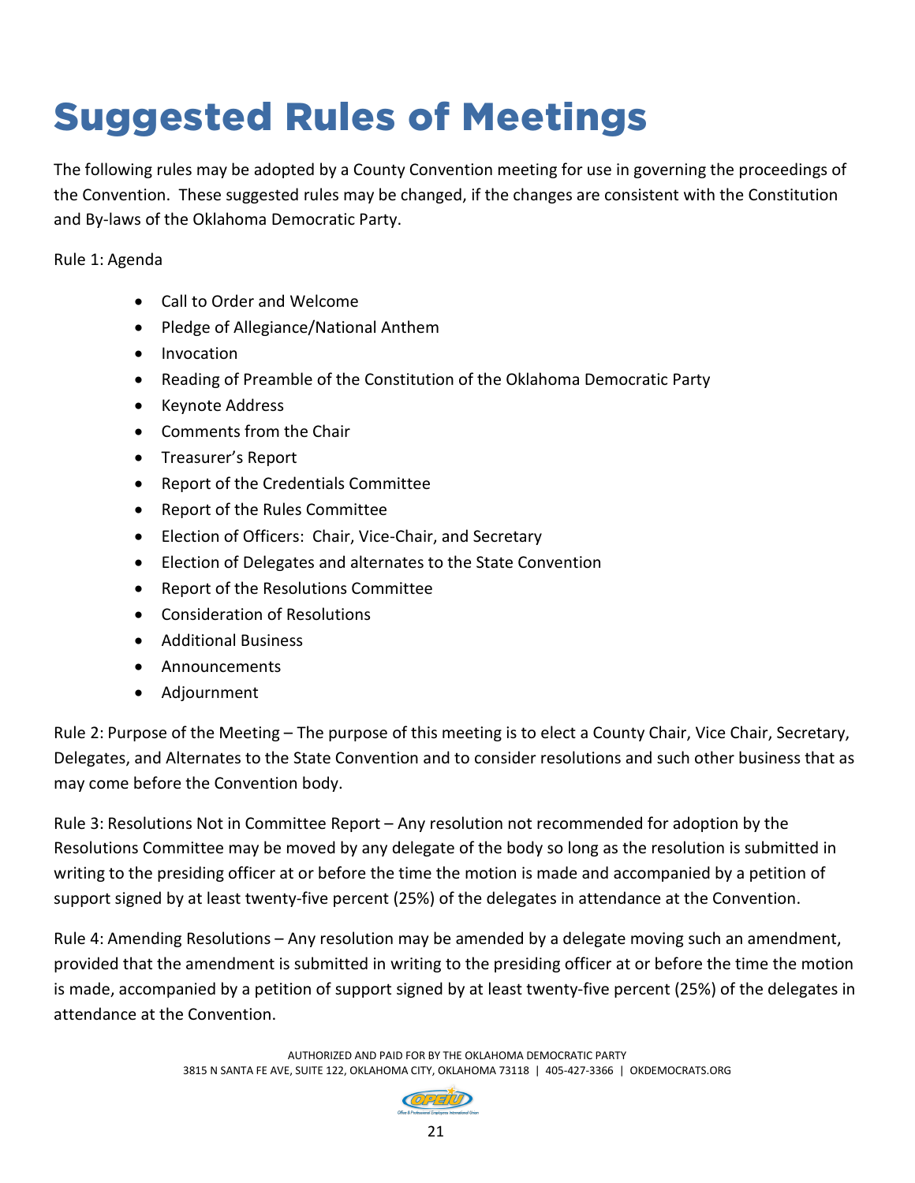# Suggested Rules of Meetings

The following rules may be adopted by a County Convention meeting for use in governing the proceedings of the Convention. These suggested rules may be changed, if the changes are consistent with the Constitution and By-laws of the Oklahoma Democratic Party.

Rule 1: Agenda

- Call to Order and Welcome
- Pledge of Allegiance/National Anthem
- Invocation
- Reading of Preamble of the Constitution of the Oklahoma Democratic Party
- Keynote Address
- Comments from the Chair
- Treasurer's Report
- Report of the Credentials Committee
- Report of the Rules Committee
- Election of Officers: Chair, Vice-Chair, and Secretary
- Election of Delegates and alternates to the State Convention
- Report of the Resolutions Committee
- Consideration of Resolutions
- Additional Business
- Announcements
- Adjournment

Rule 2: Purpose of the Meeting – The purpose of this meeting is to elect a County Chair, Vice Chair, Secretary, Delegates, and Alternates to the State Convention and to consider resolutions and such other business that as may come before the Convention body.

Rule 3: Resolutions Not in Committee Report – Any resolution not recommended for adoption by the Resolutions Committee may be moved by any delegate of the body so long as the resolution is submitted in writing to the presiding officer at or before the time the motion is made and accompanied by a petition of support signed by at least twenty-five percent (25%) of the delegates in attendance at the Convention.

Rule 4: Amending Resolutions – Any resolution may be amended by a delegate moving such an amendment, provided that the amendment is submitted in writing to the presiding officer at or before the time the motion is made, accompanied by a petition of support signed by at least twenty-five percent (25%) of the delegates in attendance at the Convention.

AUTHORIZED AND PAID FOR BY THE OKLAHOMA DEMOCRATIC PARTY
3815 N SANTA FE AVE, SUITE 122, OKLAHOMA CITY, OKLAHOMA 73118 | 405-427-3366 | OKDEMOCRATS.ORG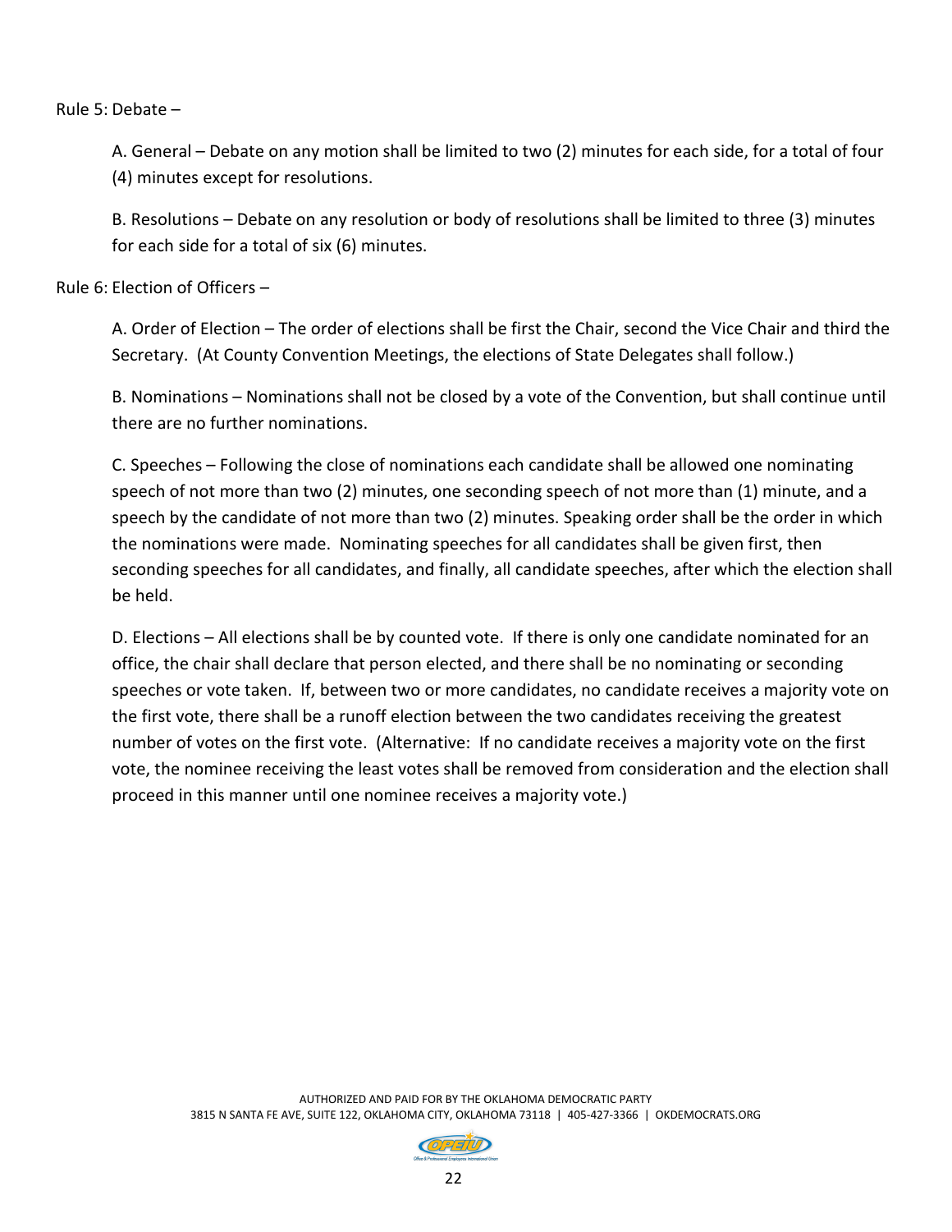Rule 5: Debate –

A. General – Debate on any motion shall be limited to two (2) minutes for each side, for a total of four (4) minutes except for resolutions.

B. Resolutions – Debate on any resolution or body of resolutions shall be limited to three (3) minutes for each side for a total of six (6) minutes.

Rule 6: Election of Officers –

A. Order of Election – The order of elections shall be first the Chair, second the Vice Chair and third the Secretary. (At County Convention Meetings, the elections of State Delegates shall follow.)

B. Nominations – Nominations shall not be closed by a vote of the Convention, but shall continue until there are no further nominations.

C. Speeches – Following the close of nominations each candidate shall be allowed one nominating speech of not more than two (2) minutes, one seconding speech of not more than (1) minute, and a speech by the candidate of not more than two (2) minutes. Speaking order shall be the order in which the nominations were made. Nominating speeches for all candidates shall be given first, then seconding speeches for all candidates, and finally, all candidate speeches, after which the election shall be held.

D. Elections – All elections shall be by counted vote. If there is only one candidate nominated for an office, the chair shall declare that person elected, and there shall be no nominating or seconding speeches or vote taken. If, between two or more candidates, no candidate receives a majority vote on the first vote, there shall be a runoff election between the two candidates receiving the greatest number of votes on the first vote. (Alternative: If no candidate receives a majority vote on the first vote, the nominee receiving the least votes shall be removed from consideration and the election shall proceed in this manner until one nominee receives a majority vote.)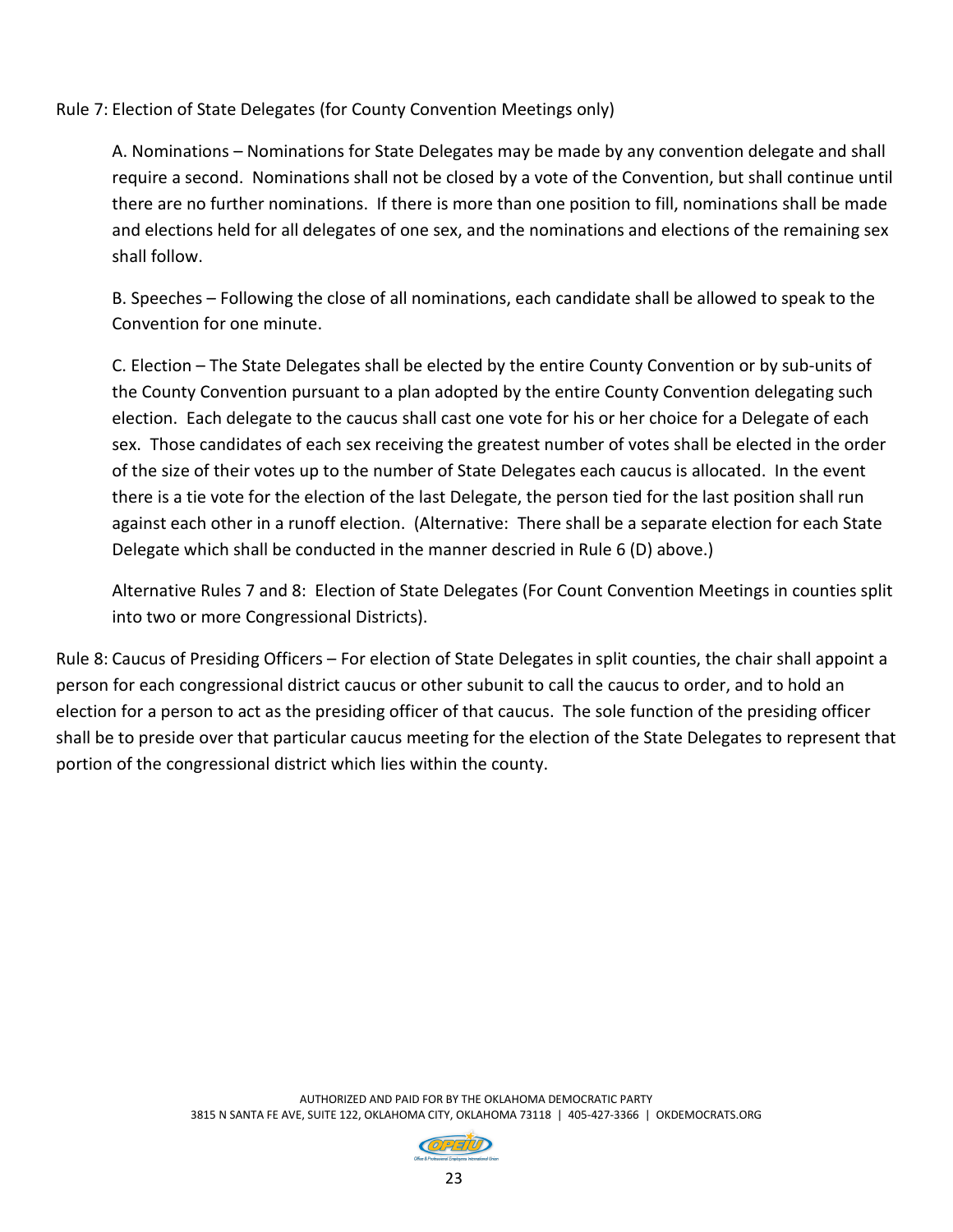Rule 7: Election of State Delegates (for County Convention Meetings only)

A. Nominations – Nominations for State Delegates may be made by any convention delegate and shall require a second. Nominations shall not be closed by a vote of the Convention, but shall continue until there are no further nominations. If there is more than one position to fill, nominations shall be made and elections held for all delegates of one sex, and the nominations and elections of the remaining sex shall follow.

B. Speeches – Following the close of all nominations, each candidate shall be allowed to speak to the Convention for one minute.

C. Election – The State Delegates shall be elected by the entire County Convention or by sub-units of the County Convention pursuant to a plan adopted by the entire County Convention delegating such election. Each delegate to the caucus shall cast one vote for his or her choice for a Delegate of each sex. Those candidates of each sex receiving the greatest number of votes shall be elected in the order of the size of their votes up to the number of State Delegates each caucus is allocated. In the event there is a tie vote for the election of the last Delegate, the person tied for the last position shall run against each other in a runoff election. (Alternative: There shall be a separate election for each State Delegate which shall be conducted in the manner descried in Rule 6 (D) above.)

Alternative Rules 7 and 8: Election of State Delegates (For Count Convention Meetings in counties split into two or more Congressional Districts).

Rule 8: Caucus of Presiding Officers – For election of State Delegates in split counties, the chair shall appoint a person for each congressional district caucus or other subunit to call the caucus to order, and to hold an election for a person to act as the presiding officer of that caucus. The sole function of the presiding officer shall be to preside over that particular caucus meeting for the election of the State Delegates to represent that portion of the congressional district which lies within the county.

AUTHORIZED AND PAID FOR BY THE OKLAHOMA DEMOCRATIC PARTY
3815 N SANTA FE AVE, SUITE 122, OKLAHOMA CITY, OKLAHOMA 73118 | 405-427-3366 | OKDEMOCRATS.ORG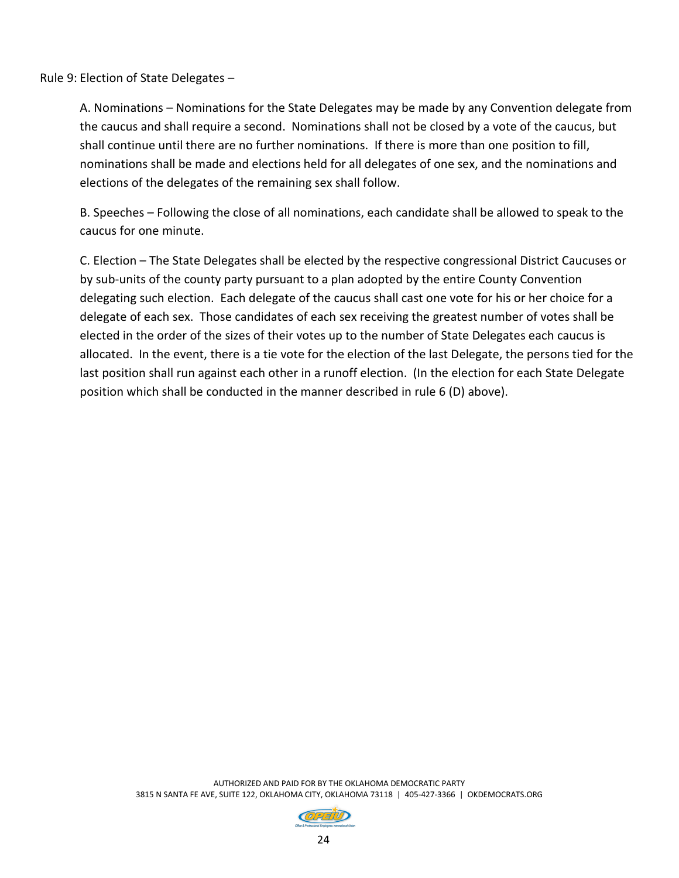Rule 9: Election of State Delegates –

A. Nominations – Nominations for the State Delegates may be made by any Convention delegate from the caucus and shall require a second. Nominations shall not be closed by a vote of the caucus, but shall continue until there are no further nominations. If there is more than one position to fill, nominations shall be made and elections held for all delegates of one sex, and the nominations and elections of the delegates of the remaining sex shall follow.

B. Speeches – Following the close of all nominations, each candidate shall be allowed to speak to the caucus for one minute.

C. Election – The State Delegates shall be elected by the respective congressional District Caucuses or by sub-units of the county party pursuant to a plan adopted by the entire County Convention delegating such election. Each delegate of the caucus shall cast one vote for his or her choice for a delegate of each sex. Those candidates of each sex receiving the greatest number of votes shall be elected in the order of the sizes of their votes up to the number of State Delegates each caucus is allocated. In the event, there is a tie vote for the election of the last Delegate, the persons tied for the last position shall run against each other in a runoff election. (In the election for each State Delegate position which shall be conducted in the manner described in rule 6 (D) above).

AUTHORIZED AND PAID FOR BY THE OKLAHOMA DEMOCRATIC PARTY
3815 N SANTA FE AVE, SUITE 122, OKLAHOMA CITY, OKLAHOMA 73118 | 405-427-3366 | OKDEMOCRATS.ORG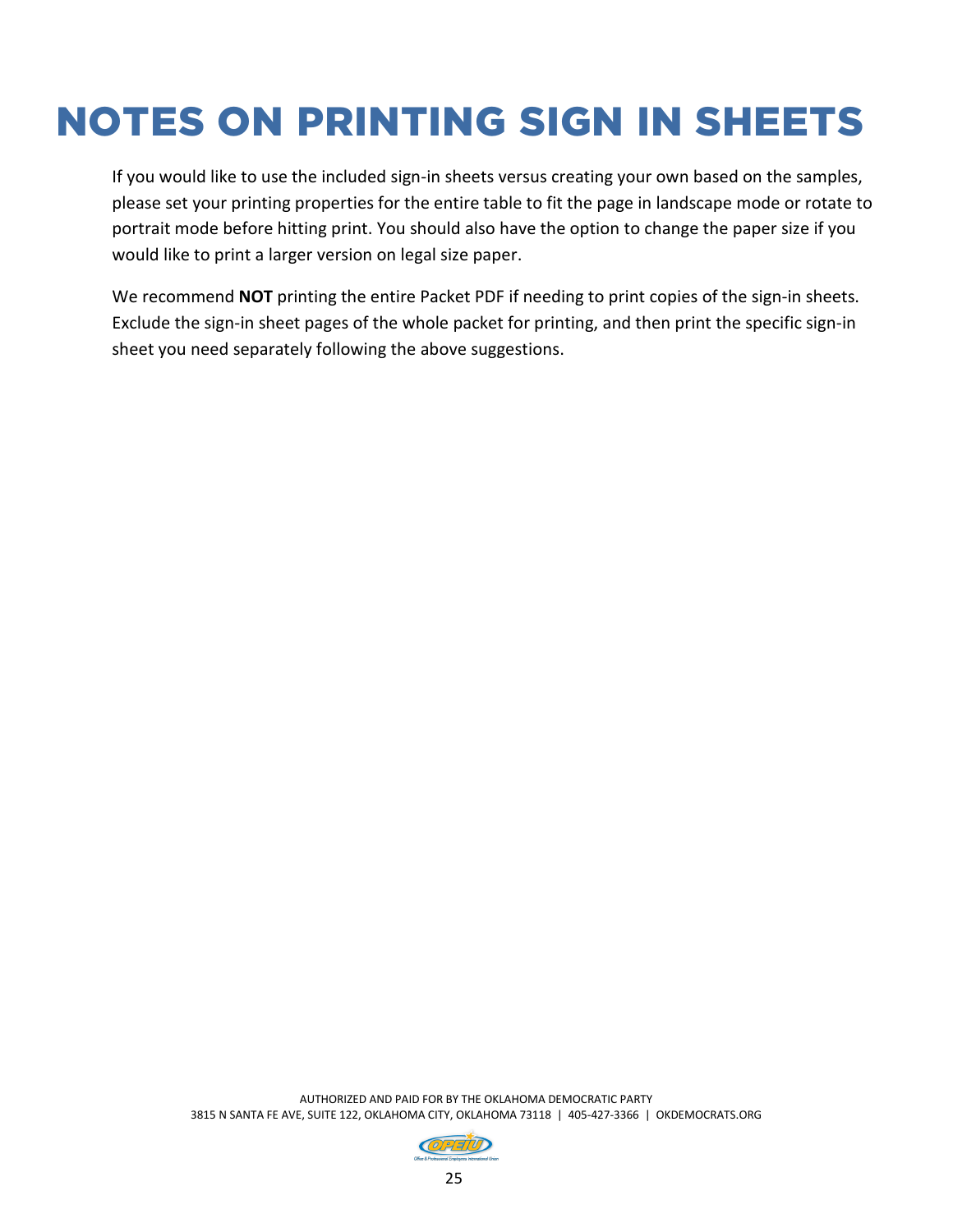# NOTES ON PRINTING SIGN IN SHEETS

If you would like to use the included sign-in sheets versus creating your own based on the samples, please set your printing properties for the entire table to fit the page in landscape mode or rotate to portrait mode before hitting print. You should also have the option to change the paper size if you would like to print a larger version on legal size paper.

We recommend **NOT** printing the entire Packet PDF if needing to print copies of the sign-in sheets. Exclude the sign-in sheet pages of the whole packet for printing, and then print the specific sign-in sheet you need separately following the above suggestions.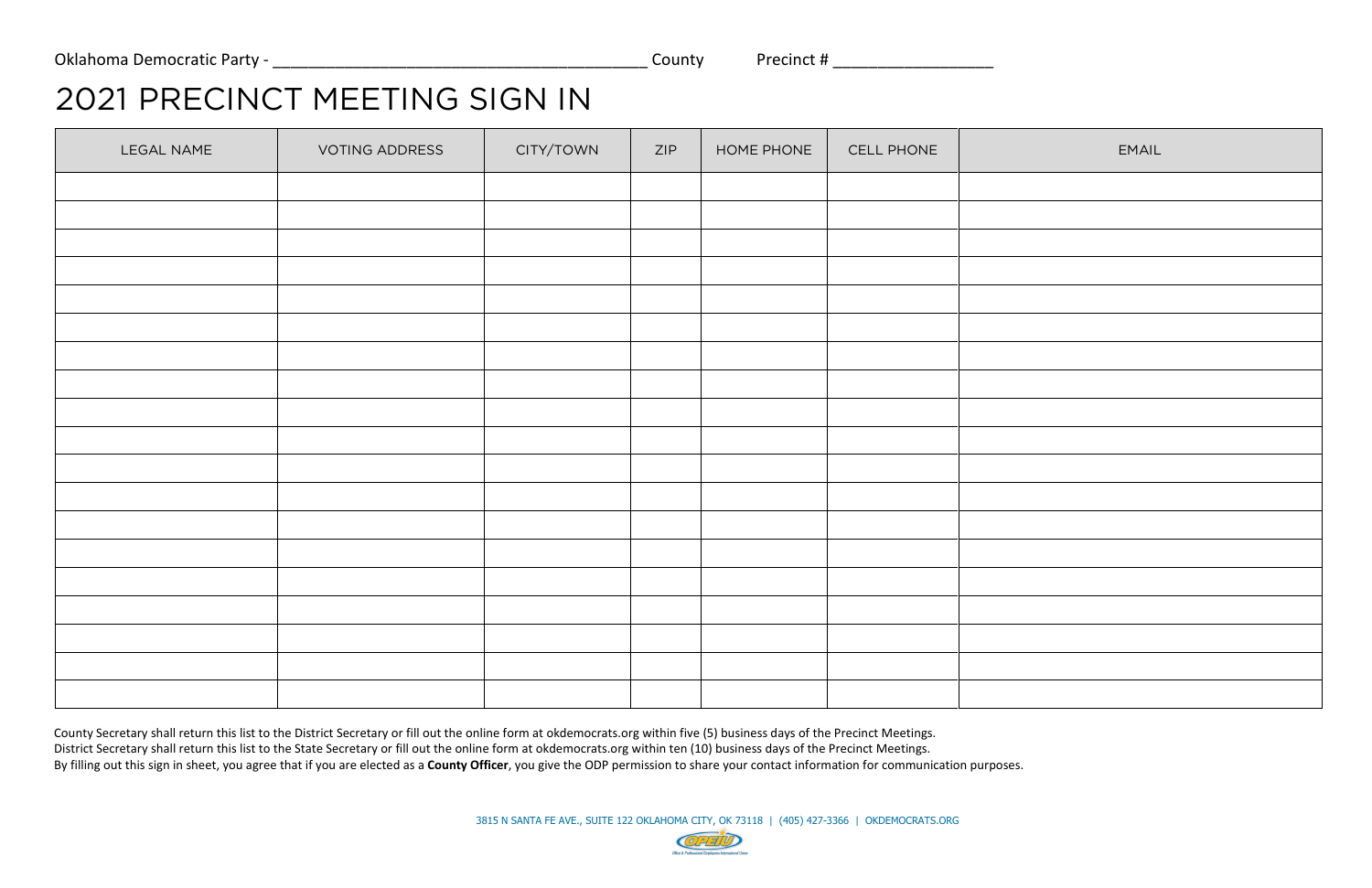Oklahoma Democratic Party - ________________________________________ County Precinct # _________________

# 2021 PRECINCT MEETING SIGN IN

| LEGAL NAME | VOTING ADDRESS | CITY/TOWN | ZIP | HOME PHONE | CELL PHONE | EMAIL |
|---|---|---|---|---|---|---|
| | | | | | | |
| | | | | | | |
| | | | | | | |
| | | | | | | |
| | | | | | | |
| | | | | | | |
| | | | | | | |
| | | | | | | |
| | | | | | | |
| | | | | | | |
| | | | | | | |
| | | | | | | |
| | | | | | | |
| | | | | | | |
| | | | | | | |
| | | | | | | |
| | | | | | | |
| | | | | | | |
| | | | | | | |

County Secretary shall return this list to the District Secretary or fill out the online form at okdemocrats.org within five (5) business days of the Precinct Meetings.
District Secretary shall return this list to the State Secretary or fill out the online form at okdemocrats.org within ten (10) business days of the Precinct Meetings.
By filling out this sign in sheet, you agree that if you are elected as a **County Officer**, you give the ODP permission to share your contact information for communication purposes.

3815 N SANTA FE AVE., SUITE 122 OKLAHOMA CITY, OK 73118 | (405) 427-3366 | OKDEMOCRATS.ORG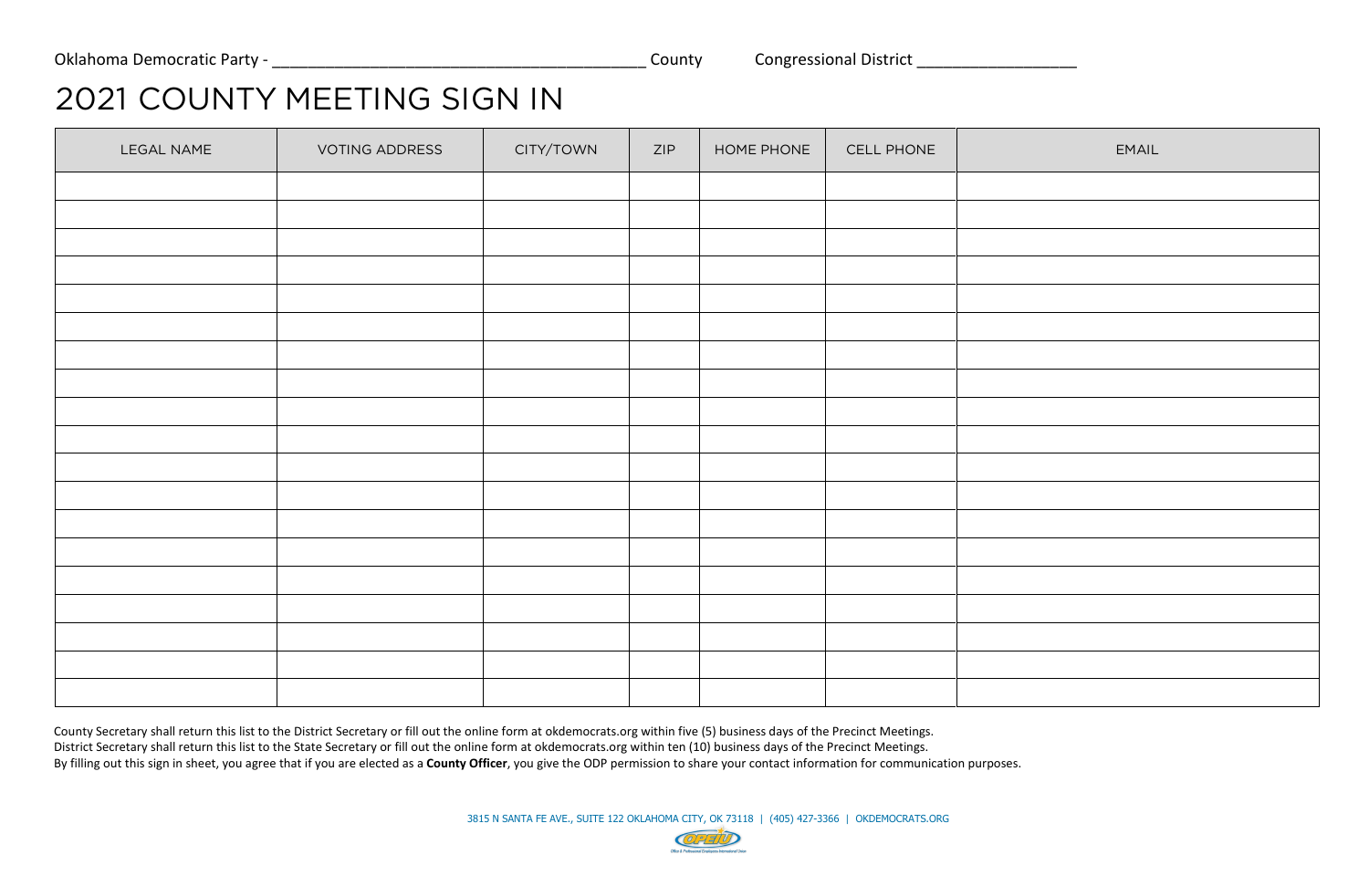Oklahoma Democratic Party - ________________________________________ County Congressional District _________________

# 2021 COUNTY MEETING SIGN IN

| LEGAL NAME | VOTING ADDRESS | CITY/TOWN | ZIP | HOME PHONE | CELL PHONE | EMAIL |
|---|---|---|---|---|---|---|
| | | | | | | |
| | | | | | | |
| | | | | | | |
| | | | | | | |
| | | | | | | |
| | | | | | | |
| | | | | | | |
| | | | | | | |
| | | | | | | |
| | | | | | | |
| | | | | | | |
| | | | | | | |
| | | | | | | |
| | | | | | | |
| | | | | | | |
| | | | | | | |
| | | | | | | |
| | | | | | | |
| | | | | | | |

County Secretary shall return this list to the District Secretary or fill out the online form at okdemocrats.org within five (5) business days of the Precinct Meetings.
District Secretary shall return this list to the State Secretary or fill out the online form at okdemocrats.org within ten (10) business days of the Precinct Meetings.
By filling out this sign in sheet, you agree that if you are elected as a **County Officer**, you give the ODP permission to share your contact information for communication purposes.

3815 N SANTA FE AVE., SUITE 122 OKLAHOMA CITY, OK 73118 | (405) 427-3366 | OKDEMOCRATS.ORG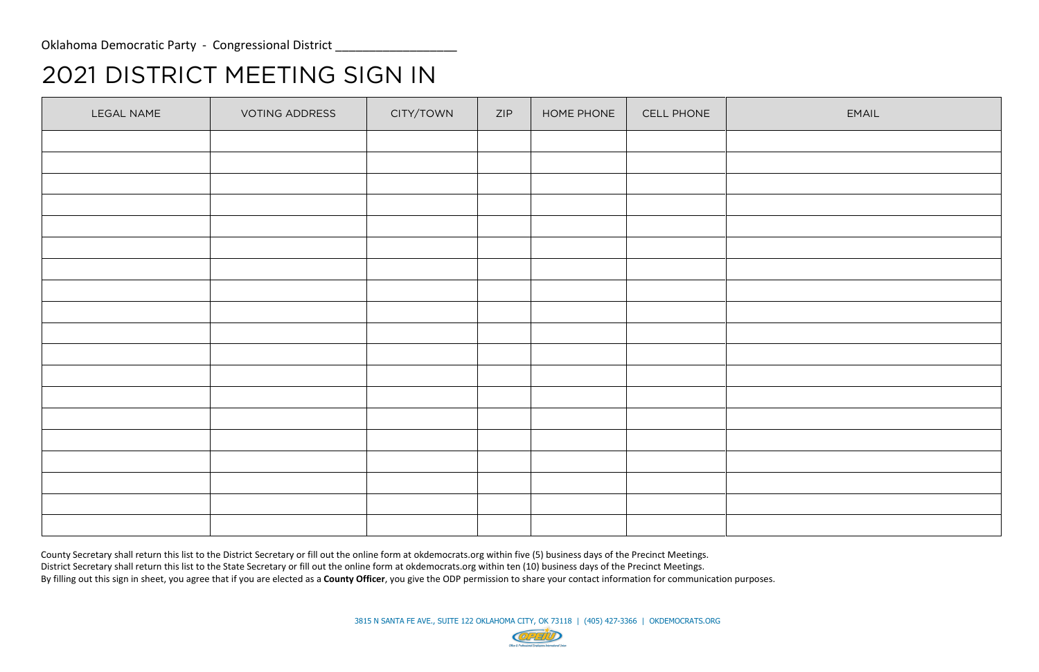Oklahoma Democratic Party - Congressional District ___________________

# 2021 DISTRICT MEETING SIGN IN

| LEGAL NAME | VOTING ADDRESS | CITY/TOWN | ZIP | HOME PHONE | CELL PHONE | EMAIL |
|---|---|---|---|---|---|---|
| | | | | | | |
| | | | | | | |
| | | | | | | |
| | | | | | | |
| | | | | | | |
| | | | | | | |
| | | | | | | |
| | | | | | | |
| | | | | | | |
| | | | | | | |
| | | | | | | |
| | | | | | | |
| | | | | | | |
| | | | | | | |
| | | | | | | |
| | | | | | | |
| | | | | | | |
| | | | | | | |
| | | | | | | |

County Secretary shall return this list to the District Secretary or fill out the online form at okdemocrats.org within five (5) business days of the Precinct Meetings.
District Secretary shall return this list to the State Secretary or fill out the online form at okdemocrats.org within ten (10) business days of the Precinct Meetings.
By filling out this sign in sheet, you agree that if you are elected as a **County Officer**, you give the ODP permission to share your contact information for communication purposes.

3815 N SANTA FE AVE., SUITE 122 OKLAHOMA CITY, OK 73118 | (405) 427-3366 | OKDEMOCRATS.ORG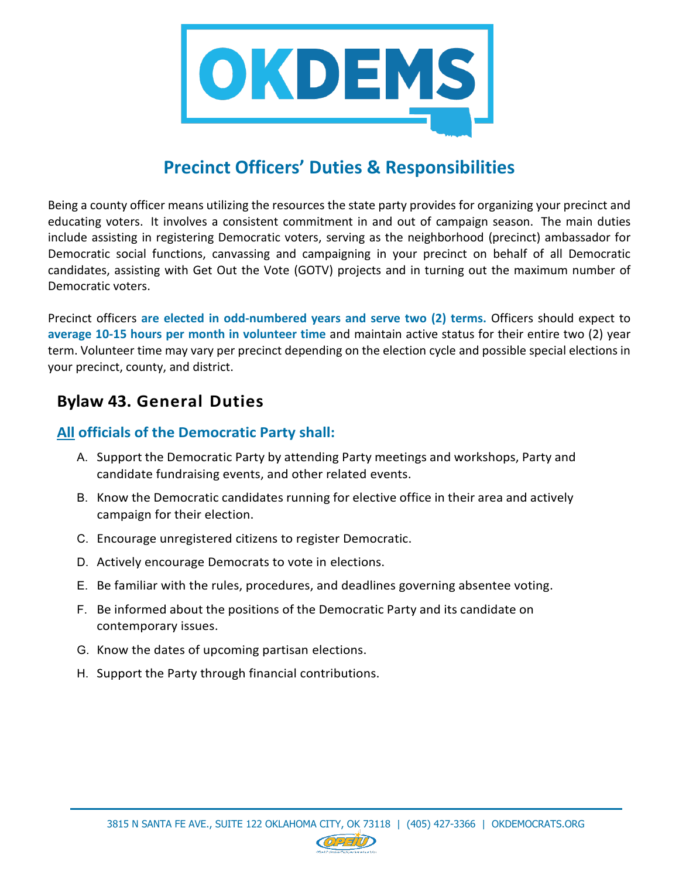# Precinct Officers' Duties & Responsibilities

Being a county officer means utilizing the resources the state party provides for organizing your precinct and educating voters. It involves a consistent commitment in and out of campaign season. The main duties include assisting in registering Democratic voters, serving as the neighborhood (precinct) ambassador for Democratic social functions, canvassing and campaigning in your precinct on behalf of all Democratic candidates, assisting with Get Out the Vote (GOTV) projects and in turning out the maximum number of Democratic voters.

Precinct officers **are elected in odd-numbered years and serve two (2) terms.** Officers should expect to **average 10-15 hours per month in volunteer time** and maintain active status for their entire two (2) year term. Volunteer time may vary per precinct depending on the election cycle and possible special elections in your precinct, county, and district.

## Bylaw 43. General Duties

### All officials of the Democratic Party shall:

A. Support the Democratic Party by attending Party meetings and workshops, Party and candidate fundraising events, and other related events.

B. Know the Democratic candidates running for elective office in their area and actively campaign for their election.

C. Encourage unregistered citizens to register Democratic.

D. Actively encourage Democrats to vote in elections.

E. Be familiar with the rules, procedures, and deadlines governing absentee voting.

F. Be informed about the positions of the Democratic Party and its candidate on contemporary issues.

G. Know the dates of upcoming partisan elections.

H. Support the Party through financial contributions.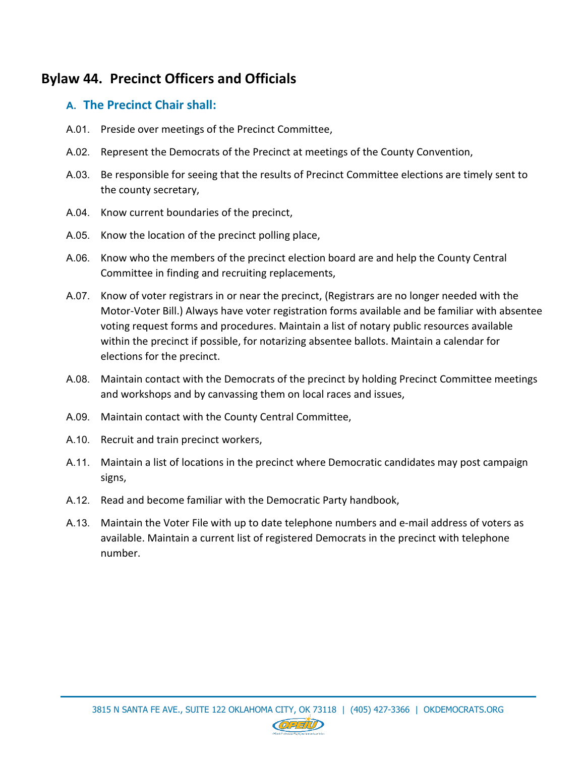## Bylaw 44. Precinct Officers and Officials

### A. The Precinct Chair shall:

A.01. Preside over meetings of the Precinct Committee,

A.02. Represent the Democrats of the Precinct at meetings of the County Convention,

A.03. Be responsible for seeing that the results of Precinct Committee elections are timely sent to the county secretary,

A.04. Know current boundaries of the precinct,

A.05. Know the location of the precinct polling place,

A.06. Know who the members of the precinct election board are and help the County Central Committee in finding and recruiting replacements,

A.07. Know of voter registrars in or near the precinct, (Registrars are no longer needed with the Motor-Voter Bill.) Always have voter registration forms available and be familiar with absentee voting request forms and procedures. Maintain a list of notary public resources available within the precinct if possible, for notarizing absentee ballots. Maintain a calendar for elections for the precinct.

A.08. Maintain contact with the Democrats of the precinct by holding Precinct Committee meetings and workshops and by canvassing them on local races and issues,

A.09. Maintain contact with the County Central Committee,

A.10. Recruit and train precinct workers,

A.11. Maintain a list of locations in the precinct where Democratic candidates may post campaign signs,

A.12. Read and become familiar with the Democratic Party handbook,

A.13. Maintain the Voter File with up to date telephone numbers and e-mail address of voters as available. Maintain a current list of registered Democrats in the precinct with telephone number.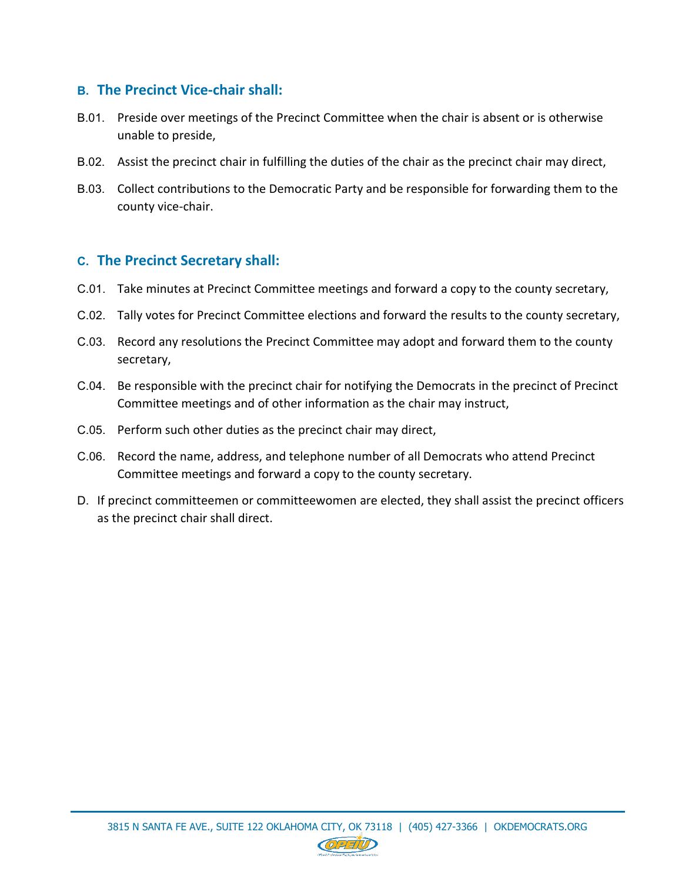### B. The Precinct Vice-chair shall:

B.01. Preside over meetings of the Precinct Committee when the chair is absent or is otherwise unable to preside,

B.02. Assist the precinct chair in fulfilling the duties of the chair as the precinct chair may direct,

B.03. Collect contributions to the Democratic Party and be responsible for forwarding them to the county vice-chair.

### C. The Precinct Secretary shall:

C.01. Take minutes at Precinct Committee meetings and forward a copy to the county secretary,

C.02. Tally votes for Precinct Committee elections and forward the results to the county secretary,

C.03. Record any resolutions the Precinct Committee may adopt and forward them to the county secretary,

C.04. Be responsible with the precinct chair for notifying the Democrats in the precinct of Precinct Committee meetings and of other information as the chair may instruct,

C.05. Perform such other duties as the precinct chair may direct,

C.06. Record the name, address, and telephone number of all Democrats who attend Precinct Committee meetings and forward a copy to the county secretary.

D. If precinct committeemen or committeewomen are elected, they shall assist the precinct officers as the precinct chair shall direct.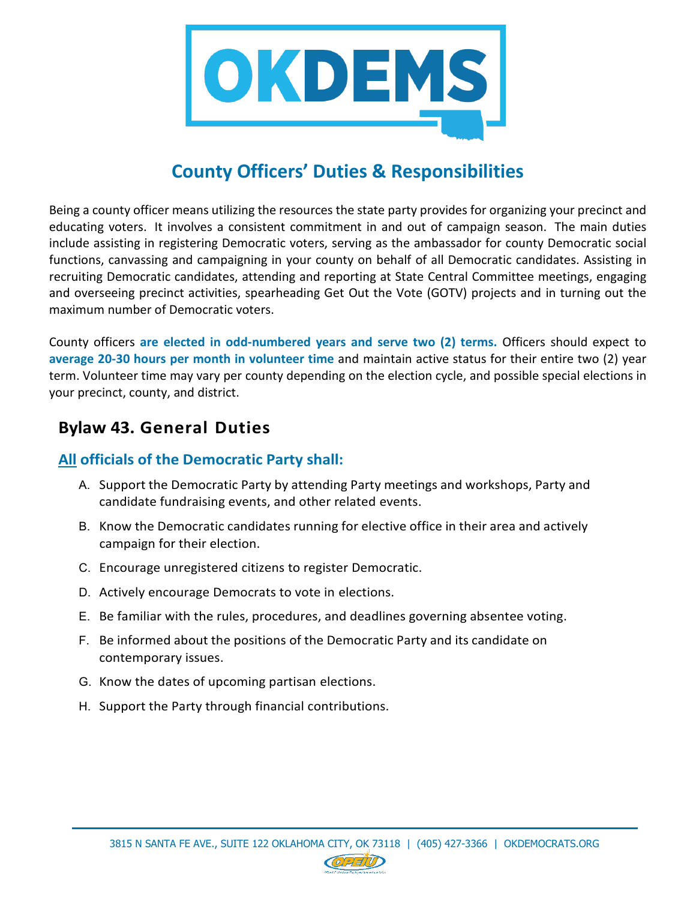# County Officers' Duties & Responsibilities

Being a county officer means utilizing the resources the state party provides for organizing your precinct and educating voters. It involves a consistent commitment in and out of campaign season. The main duties include assisting in registering Democratic voters, serving as the ambassador for county Democratic social functions, canvassing and campaigning in your county on behalf of all Democratic candidates. Assisting in recruiting Democratic candidates, attending and reporting at State Central Committee meetings, engaging and overseeing precinct activities, spearheading Get Out the Vote (GOTV) projects and in turning out the maximum number of Democratic voters.

County officers **are elected in odd-numbered years and serve two (2) terms.** Officers should expect to **average 20-30 hours per month in volunteer time** and maintain active status for their entire two (2) year term. Volunteer time may vary per county depending on the election cycle, and possible special elections in your precinct, county, and district.

## Bylaw 43. General Duties

### All officials of the Democratic Party shall:

A. Support the Democratic Party by attending Party meetings and workshops, Party and candidate fundraising events, and other related events.

B. Know the Democratic candidates running for elective office in their area and actively campaign for their election.

C. Encourage unregistered citizens to register Democratic.

D. Actively encourage Democrats to vote in elections.

E. Be familiar with the rules, procedures, and deadlines governing absentee voting.

F. Be informed about the positions of the Democratic Party and its candidate on contemporary issues.

G. Know the dates of upcoming partisan elections.

H. Support the Party through financial contributions.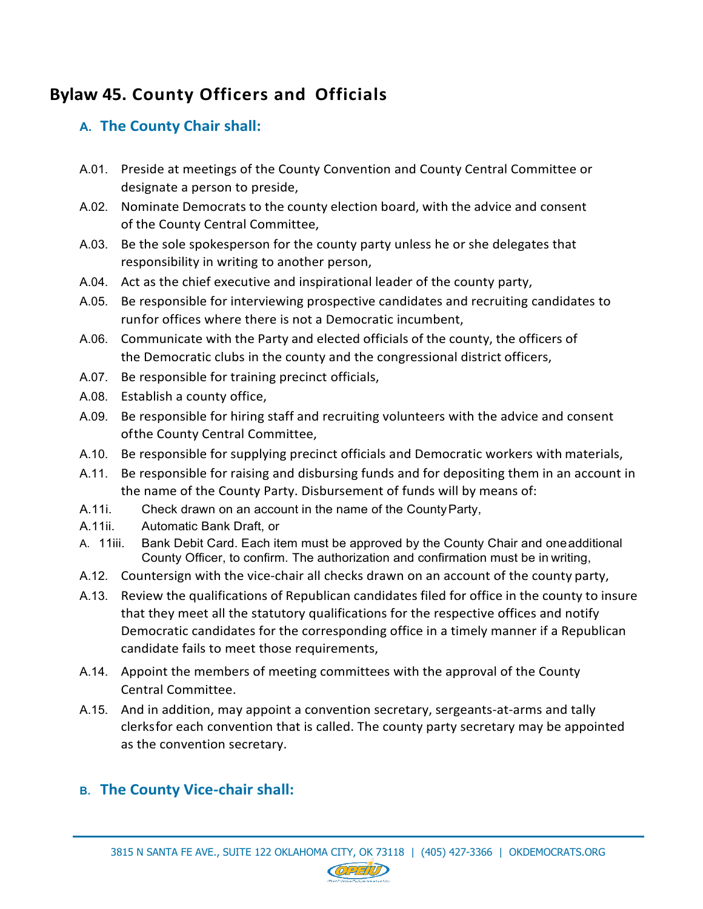## Bylaw 45. County Officers and Officials

### A. The County Chair shall:

A.01. Preside at meetings of the County Convention and County Central Committee or designate a person to preside,

A.02. Nominate Democrats to the county election board, with the advice and consent of the County Central Committee,

A.03. Be the sole spokesperson for the county party unless he or she delegates that responsibility in writing to another person,

A.04. Act as the chief executive and inspirational leader of the county party,

A.05. Be responsible for interviewing prospective candidates and recruiting candidates to runfor offices where there is not a Democratic incumbent,

A.06. Communicate with the Party and elected officials of the county, the officers of the Democratic clubs in the county and the congressional district officers,

A.07. Be responsible for training precinct officials,

A.08. Establish a county office,

A.09. Be responsible for hiring staff and recruiting volunteers with the advice and consent ofthe County Central Committee,

A.10. Be responsible for supplying precinct officials and Democratic workers with materials,

A.11. Be responsible for raising and disbursing funds and for depositing them in an account in the name of the County Party. Disbursement of funds will by means of:

A.11i. Check drawn on an account in the name of the County Party,

A.11ii. Automatic Bank Draft, or

A. 11iii. Bank Debit Card. Each item must be approved by the County Chair and one additional County Officer, to confirm. The authorization and confirmation must be in writing,

A.12. Countersign with the vice-chair all checks drawn on an account of the county party,

A.13. Review the qualifications of Republican candidates filed for office in the county to insure that they meet all the statutory qualifications for the respective offices and notify Democratic candidates for the corresponding office in a timely manner if a Republican candidate fails to meet those requirements,

A.14. Appoint the members of meeting committees with the approval of the County Central Committee.

A.15. And in addition, may appoint a convention secretary, sergeants-at-arms and tally clerksfor each convention that is called. The county party secretary may be appointed as the convention secretary.

### B. The County Vice-chair shall: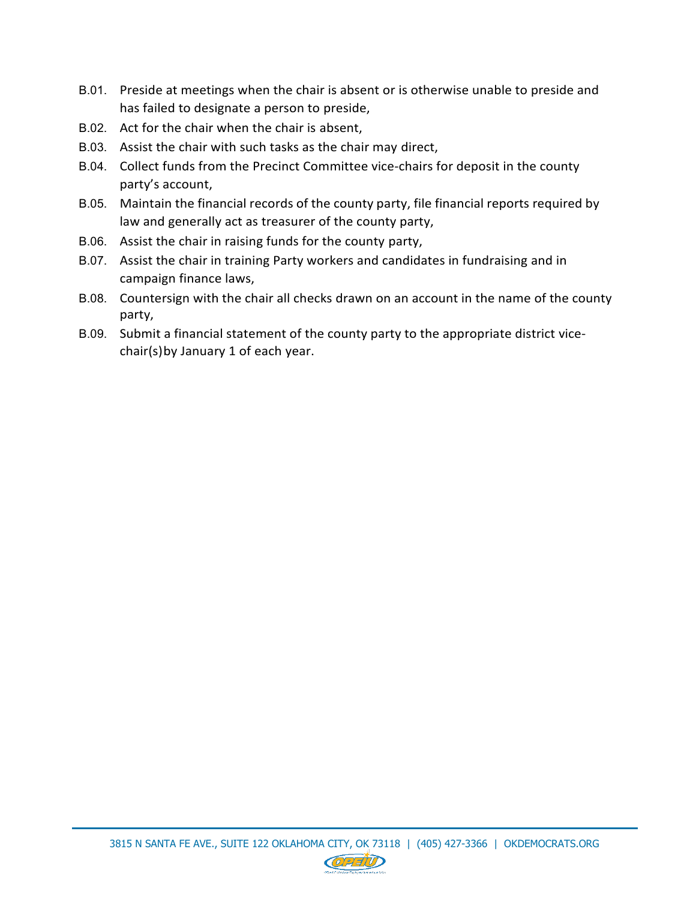B.01. Preside at meetings when the chair is absent or is otherwise unable to preside and has failed to designate a person to preside,

B.02. Act for the chair when the chair is absent,

B.03. Assist the chair with such tasks as the chair may direct,

B.04. Collect funds from the Precinct Committee vice-chairs for deposit in the county party's account,

B.05. Maintain the financial records of the county party, file financial reports required by law and generally act as treasurer of the county party,

B.06. Assist the chair in raising funds for the county party,

B.07. Assist the chair in training Party workers and candidates in fundraising and in campaign finance laws,

B.08. Countersign with the chair all checks drawn on an account in the name of the county party,

B.09. Submit a financial statement of the county party to the appropriate district vice-chair(s) by January 1 of each year.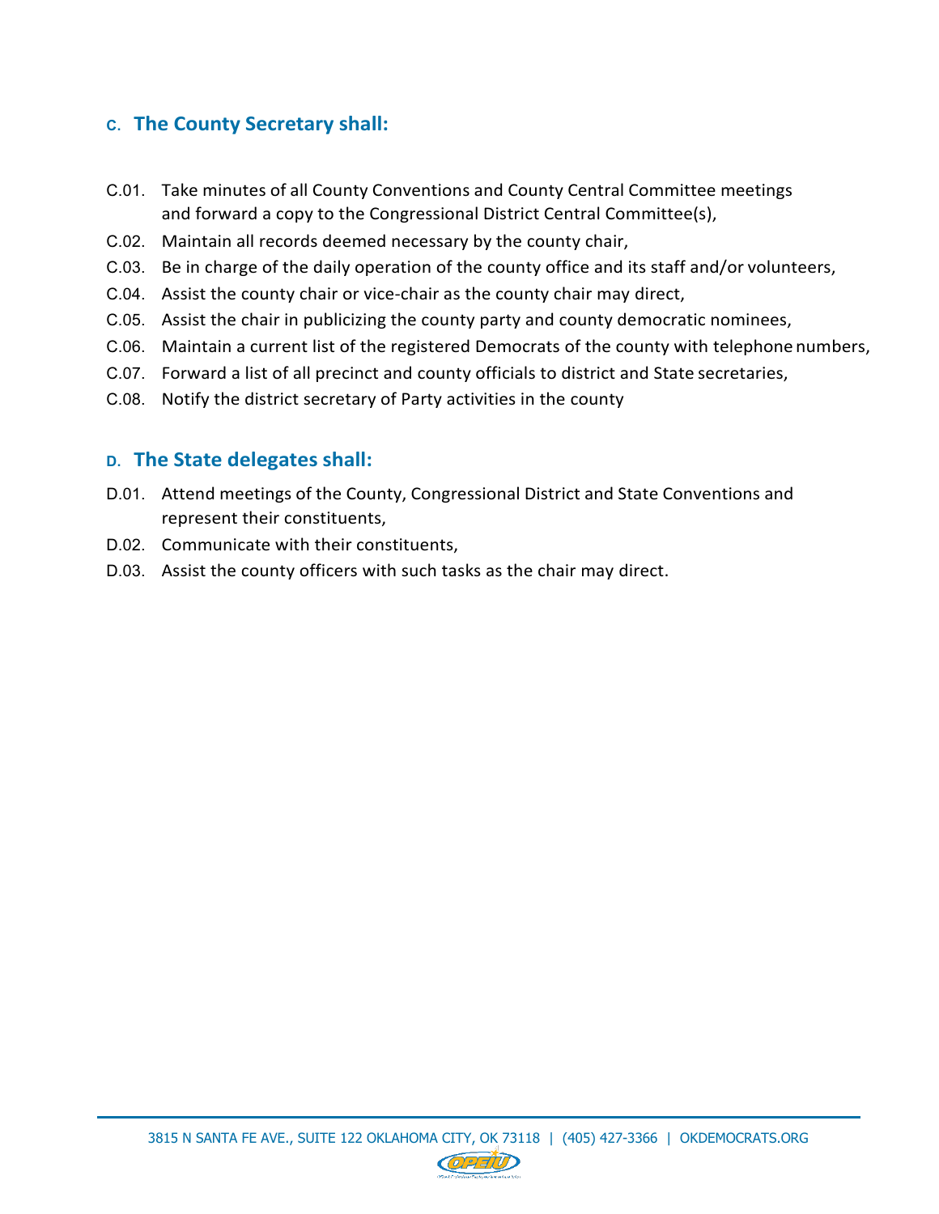### C. The County Secretary shall:

C.01. Take minutes of all County Conventions and County Central Committee meetings and forward a copy to the Congressional District Central Committee(s),

C.02. Maintain all records deemed necessary by the county chair,

C.03. Be in charge of the daily operation of the county office and its staff and/or volunteers,

C.04. Assist the county chair or vice-chair as the county chair may direct,

C.05. Assist the chair in publicizing the county party and county democratic nominees,

C.06. Maintain a current list of the registered Democrats of the county with telephone numbers,

C.07. Forward a list of all precinct and county officials to district and State secretaries,

C.08. Notify the district secretary of Party activities in the county

### D. The State delegates shall:

D.01. Attend meetings of the County, Congressional District and State Conventions and represent their constituents,

D.02. Communicate with their constituents,

D.03. Assist the county officers with such tasks as the chair may direct.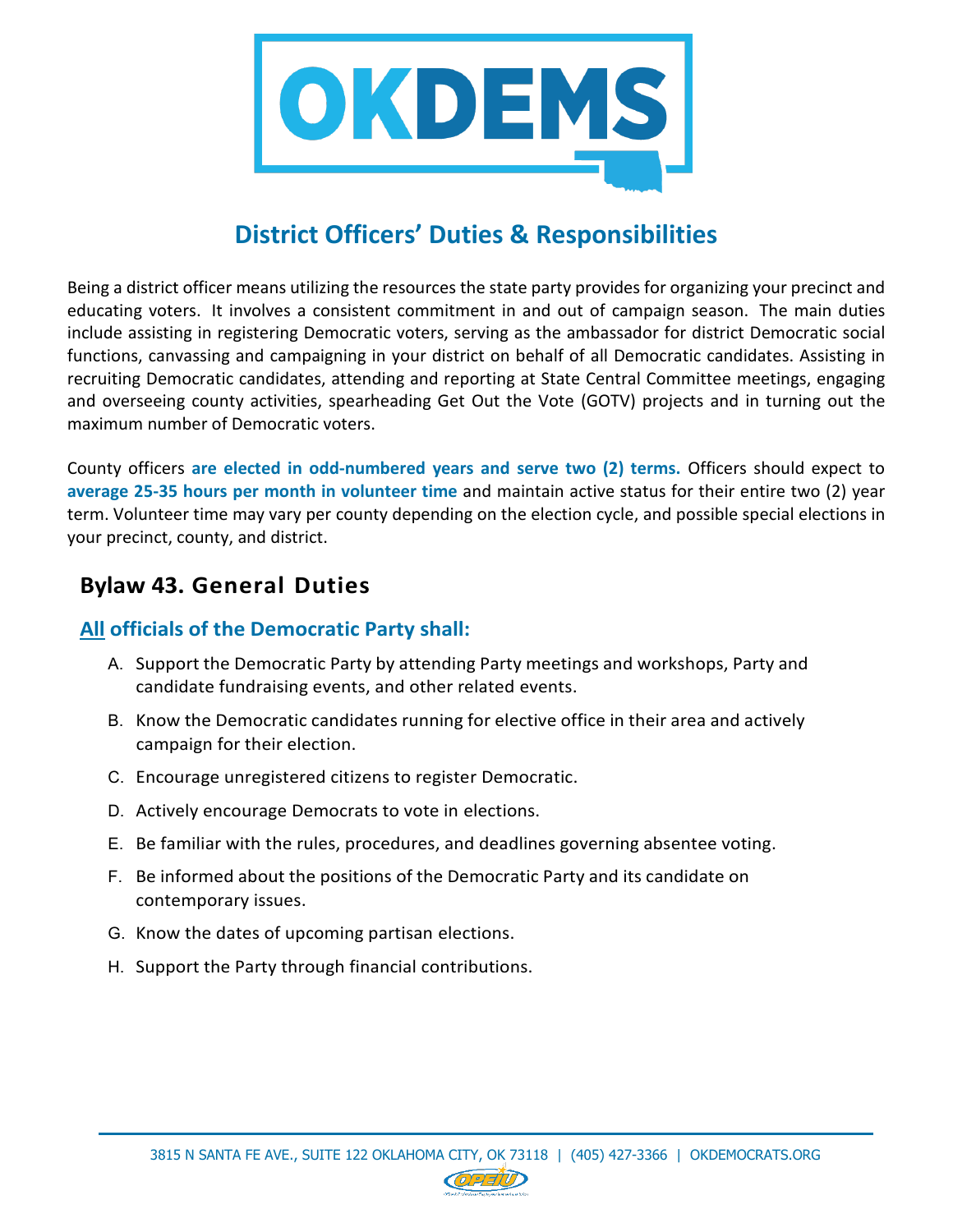# District Officers' Duties & Responsibilities

Being a district officer means utilizing the resources the state party provides for organizing your precinct and educating voters. It involves a consistent commitment in and out of campaign season. The main duties include assisting in registering Democratic voters, serving as the ambassador for district Democratic social functions, canvassing and campaigning in your district on behalf of all Democratic candidates. Assisting in recruiting Democratic candidates, attending and reporting at State Central Committee meetings, engaging and overseeing county activities, spearheading Get Out the Vote (GOTV) projects and in turning out the maximum number of Democratic voters.

County officers **are elected in odd-numbered years and serve two (2) terms.** Officers should expect to **average 25-35 hours per month in volunteer time** and maintain active status for their entire two (2) year term. Volunteer time may vary per county depending on the election cycle, and possible special elections in your precinct, county, and district.

## Bylaw 43. General Duties

### All officials of the Democratic Party shall:

A. Support the Democratic Party by attending Party meetings and workshops, Party and candidate fundraising events, and other related events.

B. Know the Democratic candidates running for elective office in their area and actively campaign for their election.

C. Encourage unregistered citizens to register Democratic.

D. Actively encourage Democrats to vote in elections.

E. Be familiar with the rules, procedures, and deadlines governing absentee voting.

F. Be informed about the positions of the Democratic Party and its candidate on contemporary issues.

G. Know the dates of upcoming partisan elections.

H. Support the Party through financial contributions.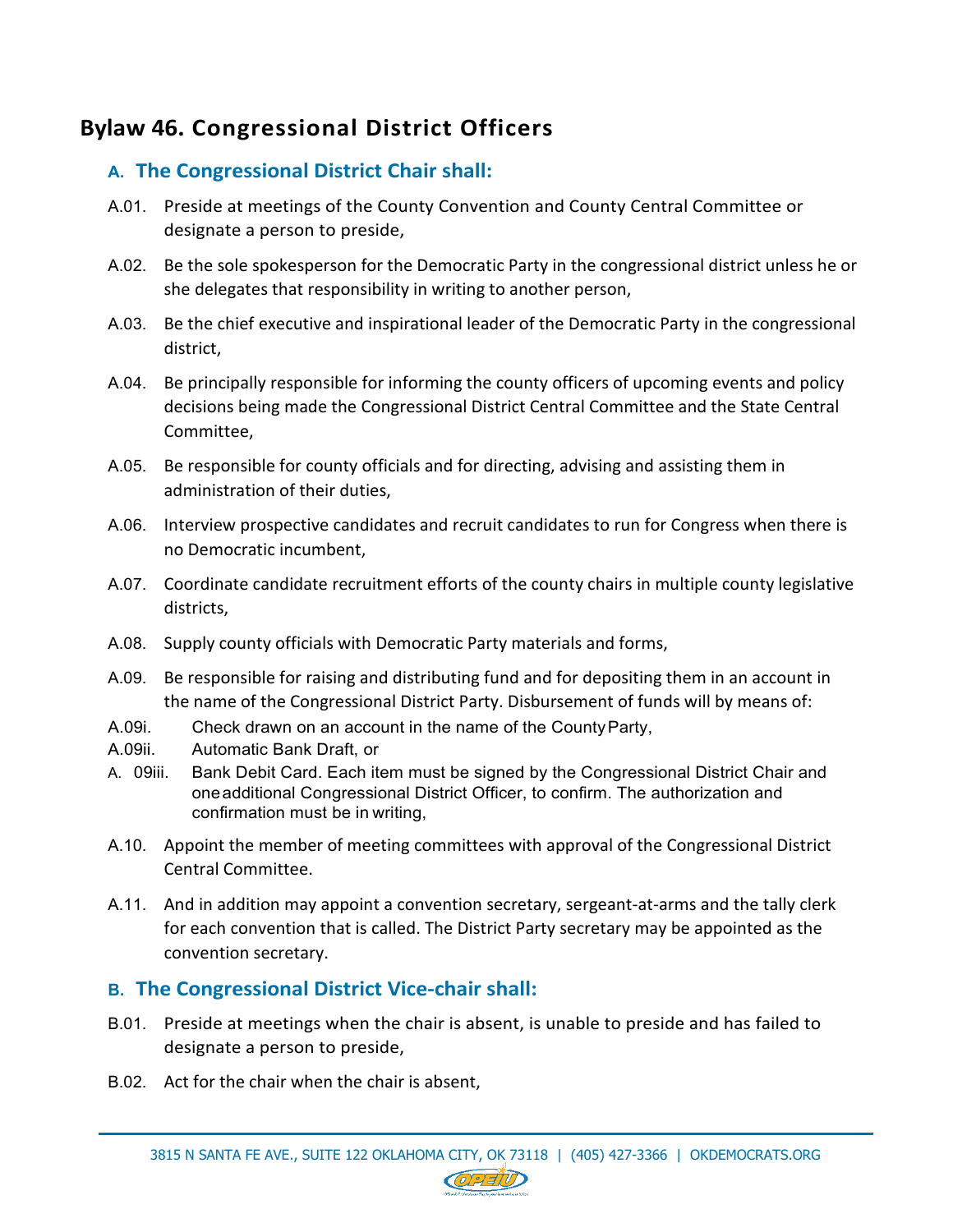## Bylaw 46. Congressional District Officers

### A. The Congressional District Chair shall:

A.01. Preside at meetings of the County Convention and County Central Committee or designate a person to preside,

A.02. Be the sole spokesperson for the Democratic Party in the congressional district unless he or she delegates that responsibility in writing to another person,

A.03. Be the chief executive and inspirational leader of the Democratic Party in the congressional district,

A.04. Be principally responsible for informing the county officers of upcoming events and policy decisions being made the Congressional District Central Committee and the State Central Committee,

A.05. Be responsible for county officials and for directing, advising and assisting them in administration of their duties,

A.06. Interview prospective candidates and recruit candidates to run for Congress when there is no Democratic incumbent,

A.07. Coordinate candidate recruitment efforts of the county chairs in multiple county legislative districts,

A.08. Supply county officials with Democratic Party materials and forms,

A.09. Be responsible for raising and distributing fund and for depositing them in an account in the name of the Congressional District Party. Disbursement of funds will by means of:

A.09i. Check drawn on an account in the name of the County Party,

A.09ii. Automatic Bank Draft, or

A. 09iii. Bank Debit Card. Each item must be signed by the Congressional District Chair and one additional Congressional District Officer, to confirm. The authorization and confirmation must be in writing,

A.10. Appoint the member of meeting committees with approval of the Congressional District Central Committee.

A.11. And in addition may appoint a convention secretary, sergeant-at-arms and the tally clerk for each convention that is called. The District Party secretary may be appointed as the convention secretary.

### B. The Congressional District Vice-chair shall:

B.01. Preside at meetings when the chair is absent, is unable to preside and has failed to designate a person to preside,

B.02. Act for the chair when the chair is absent,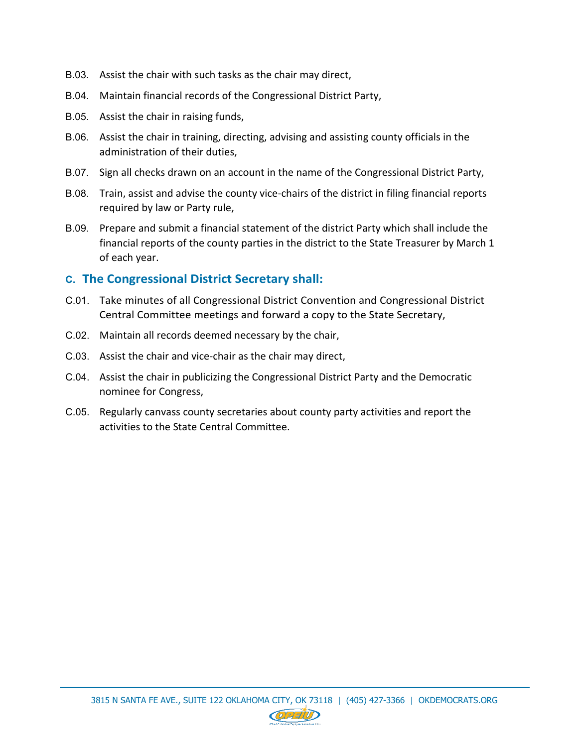B.03. Assist the chair with such tasks as the chair may direct,

B.04. Maintain financial records of the Congressional District Party,

B.05. Assist the chair in raising funds,

B.06. Assist the chair in training, directing, advising and assisting county officials in the administration of their duties,

B.07. Sign all checks drawn on an account in the name of the Congressional District Party,

B.08. Train, assist and advise the county vice-chairs of the district in filing financial reports required by law or Party rule,

B.09. Prepare and submit a financial statement of the district Party which shall include the financial reports of the county parties in the district to the State Treasurer by March 1 of each year.

### C. The Congressional District Secretary shall:

C.01. Take minutes of all Congressional District Convention and Congressional District Central Committee meetings and forward a copy to the State Secretary,

C.02. Maintain all records deemed necessary by the chair,

C.03. Assist the chair and vice-chair as the chair may direct,

C.04. Assist the chair in publicizing the Congressional District Party and the Democratic nominee for Congress,

C.05. Regularly canvass county secretaries about county party activities and report the activities to the State Central Committee.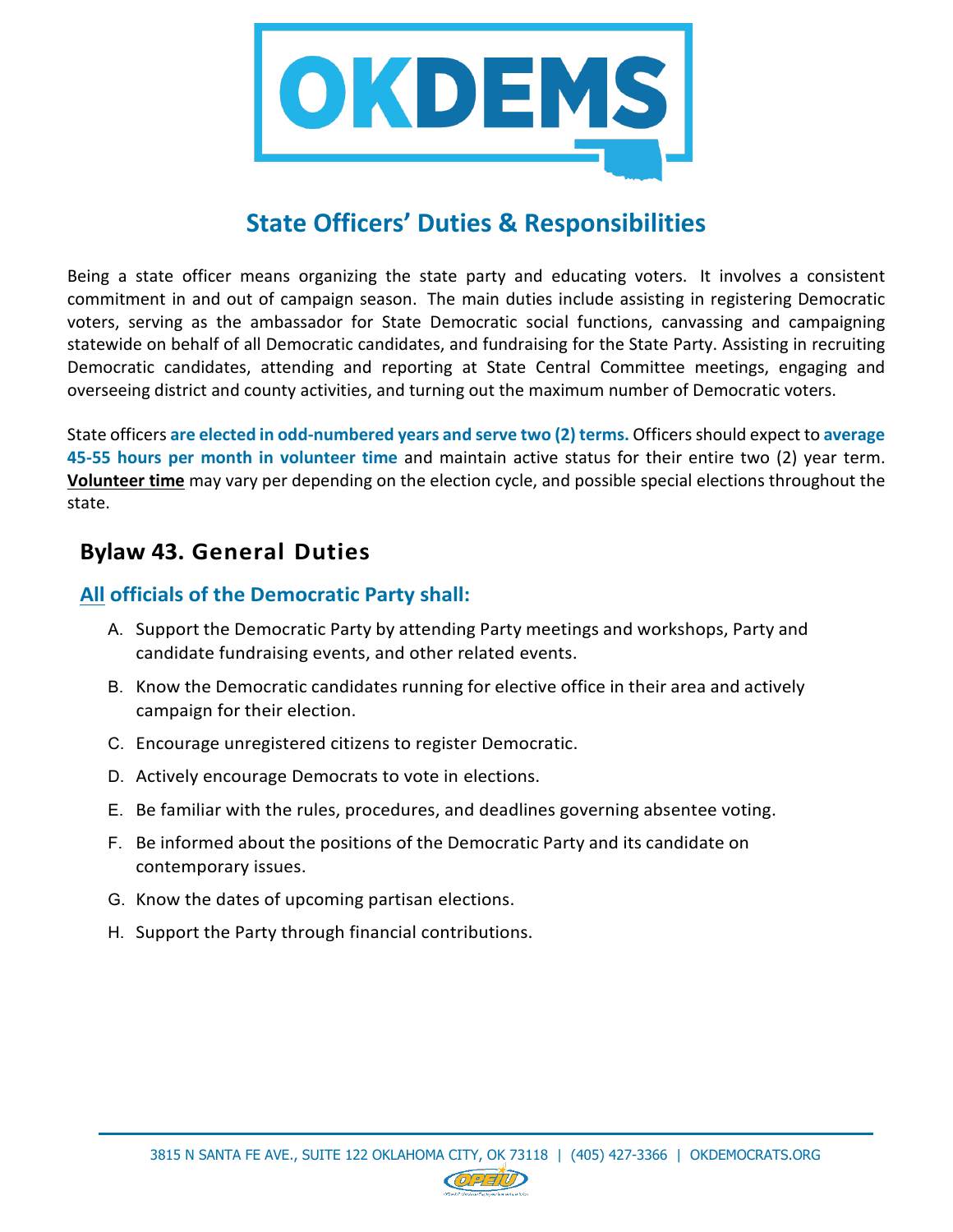# State Officers' Duties & Responsibilities

Being a state officer means organizing the state party and educating voters. It involves a consistent commitment in and out of campaign season. The main duties include assisting in registering Democratic voters, serving as the ambassador for State Democratic social functions, canvassing and campaigning statewide on behalf of all Democratic candidates, and fundraising for the State Party. Assisting in recruiting Democratic candidates, attending and reporting at State Central Committee meetings, engaging and overseeing district and county activities, and turning out the maximum number of Democratic voters.

State officers **are elected in odd-numbered years and serve two (2) terms.** Officers should expect to **average 45-55 hours per month in volunteer time** and maintain active status for their entire two (2) year term. **Volunteer time** may vary per depending on the election cycle, and possible special elections throughout the state.

## Bylaw 43. General Duties

### All officials of the Democratic Party shall:

A. Support the Democratic Party by attending Party meetings and workshops, Party and candidate fundraising events, and other related events.

B. Know the Democratic candidates running for elective office in their area and actively campaign for their election.

C. Encourage unregistered citizens to register Democratic.

D. Actively encourage Democrats to vote in elections.

E. Be familiar with the rules, procedures, and deadlines governing absentee voting.

F. Be informed about the positions of the Democratic Party and its candidate on contemporary issues.

G. Know the dates of upcoming partisan elections.

H. Support the Party through financial contributions.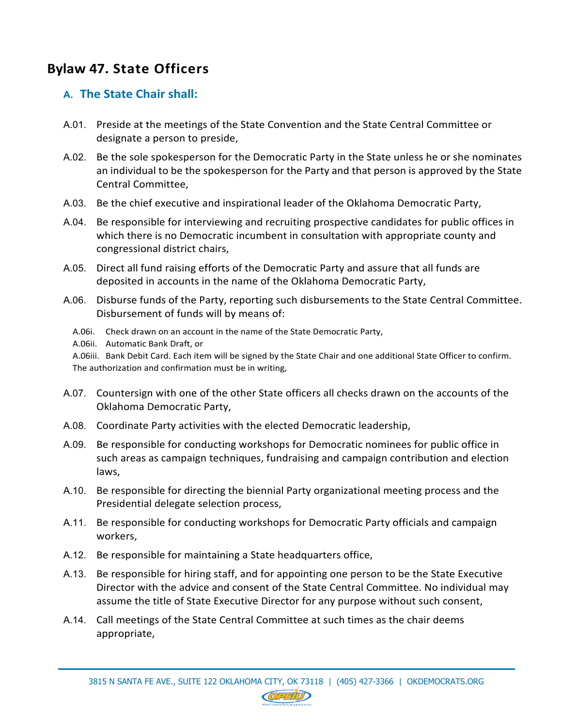## Bylaw 47. State Officers

### A. The State Chair shall:

A.01. Preside at the meetings of the State Convention and the State Central Committee or designate a person to preside,

A.02. Be the sole spokesperson for the Democratic Party in the State unless he or she nominates an individual to be the spokesperson for the Party and that person is approved by the State Central Committee,

A.03. Be the chief executive and inspirational leader of the Oklahoma Democratic Party,

A.04. Be responsible for interviewing and recruiting prospective candidates for public offices in which there is no Democratic incumbent in consultation with appropriate county and congressional district chairs,

A.05. Direct all fund raising efforts of the Democratic Party and assure that all funds are deposited in accounts in the name of the Oklahoma Democratic Party,

A.06. Disburse funds of the Party, reporting such disbursements to the State Central Committee. Disbursement of funds will by means of:

A.06i. Check drawn on an account in the name of the State Democratic Party,

A.06ii. Automatic Bank Draft, or

A.06iii. Bank Debit Card. Each item will be signed by the State Chair and one additional State Officer to confirm. The authorization and confirmation must be in writing,

A.07. Countersign with one of the other State officers all checks drawn on the accounts of the Oklahoma Democratic Party,

A.08. Coordinate Party activities with the elected Democratic leadership,

A.09. Be responsible for conducting workshops for Democratic nominees for public office in such areas as campaign techniques, fundraising and campaign contribution and election laws,

A.10. Be responsible for directing the biennial Party organizational meeting process and the Presidential delegate selection process,

A.11. Be responsible for conducting workshops for Democratic Party officials and campaign workers,

A.12. Be responsible for maintaining a State headquarters office,

A.13. Be responsible for hiring staff, and for appointing one person to be the State Executive Director with the advice and consent of the State Central Committee. No individual may assume the title of State Executive Director for any purpose without such consent,

A.14. Call meetings of the State Central Committee at such times as the chair deems appropriate,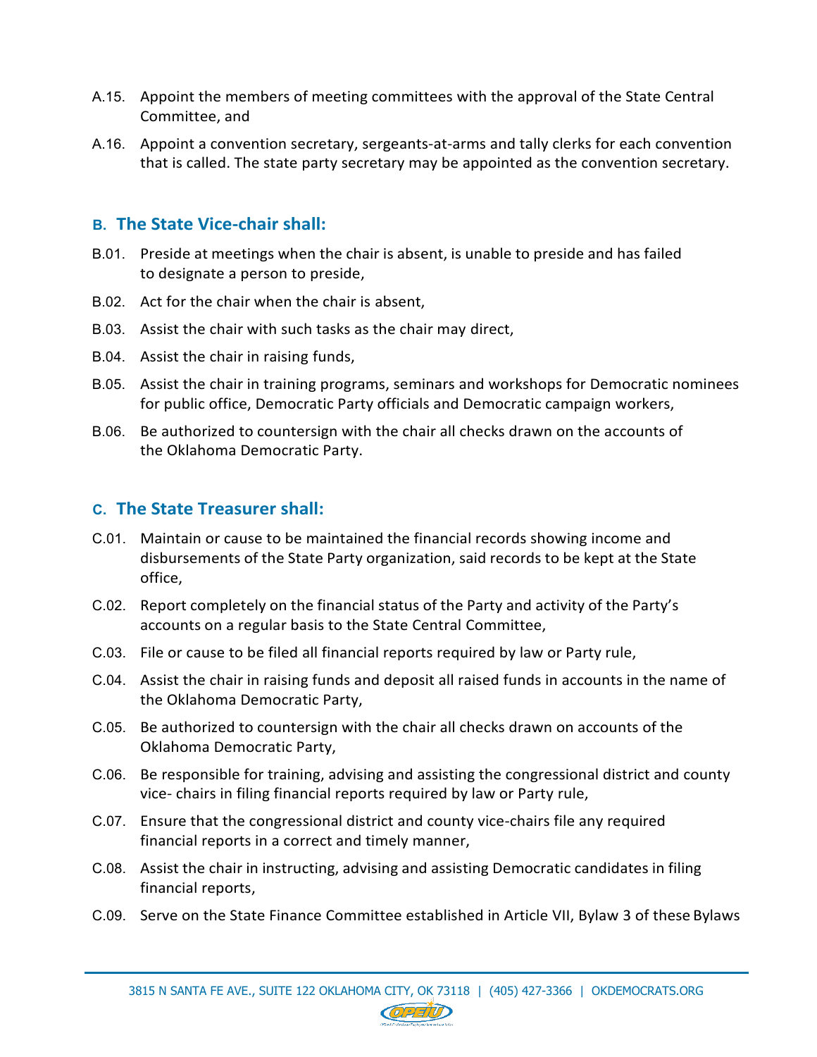A.15. Appoint the members of meeting committees with the approval of the State Central Committee, and

A.16. Appoint a convention secretary, sergeants-at-arms and tally clerks for each convention that is called. The state party secretary may be appointed as the convention secretary.

### B. The State Vice-chair shall:

B.01. Preside at meetings when the chair is absent, is unable to preside and has failed to designate a person to preside,

B.02. Act for the chair when the chair is absent,

B.03. Assist the chair with such tasks as the chair may direct,

B.04. Assist the chair in raising funds,

B.05. Assist the chair in training programs, seminars and workshops for Democratic nominees for public office, Democratic Party officials and Democratic campaign workers,

B.06. Be authorized to countersign with the chair all checks drawn on the accounts of the Oklahoma Democratic Party.

### C. The State Treasurer shall:

C.01. Maintain or cause to be maintained the financial records showing income and disbursements of the State Party organization, said records to be kept at the State office,

C.02. Report completely on the financial status of the Party and activity of the Party's accounts on a regular basis to the State Central Committee,

C.03. File or cause to be filed all financial reports required by law or Party rule,

C.04. Assist the chair in raising funds and deposit all raised funds in accounts in the name of the Oklahoma Democratic Party,

C.05. Be authorized to countersign with the chair all checks drawn on accounts of the Oklahoma Democratic Party,

C.06. Be responsible for training, advising and assisting the congressional district and county vice- chairs in filing financial reports required by law or Party rule,

C.07. Ensure that the congressional district and county vice-chairs file any required financial reports in a correct and timely manner,

C.08. Assist the chair in instructing, advising and assisting Democratic candidates in filing financial reports,

C.09. Serve on the State Finance Committee established in Article VII, Bylaw 3 of these Bylaws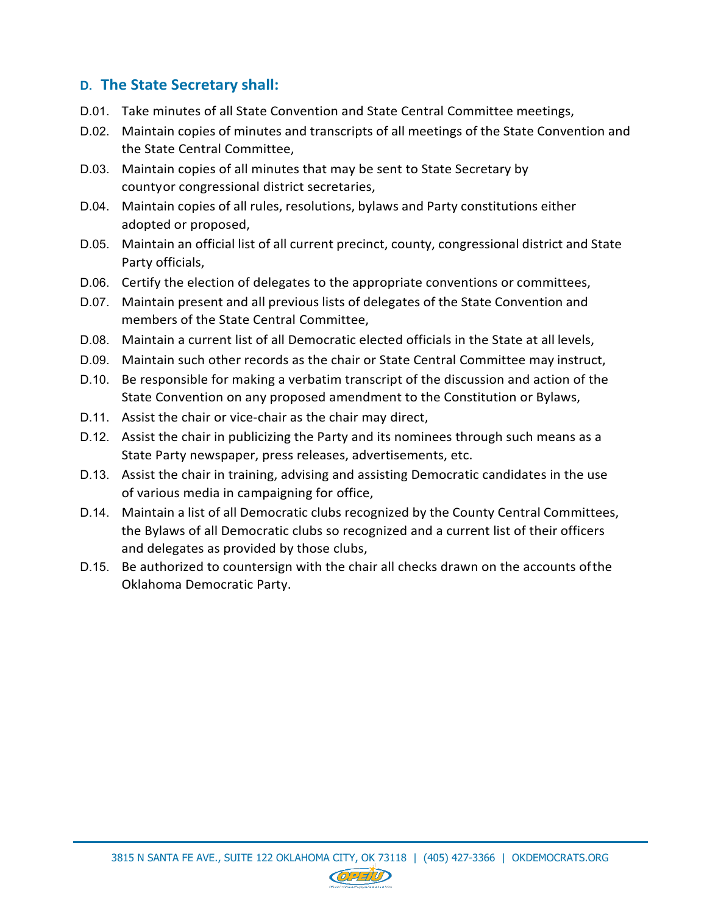### D. The State Secretary shall:

- D.01. Take minutes of all State Convention and State Central Committee meetings,
- D.02. Maintain copies of minutes and transcripts of all meetings of the State Convention and the State Central Committee,
- D.03. Maintain copies of all minutes that may be sent to State Secretary by countyor congressional district secretaries,
- D.04. Maintain copies of all rules, resolutions, bylaws and Party constitutions either adopted or proposed,
- D.05. Maintain an official list of all current precinct, county, congressional district and State Party officials,
- D.06. Certify the election of delegates to the appropriate conventions or committees,
- D.07. Maintain present and all previous lists of delegates of the State Convention and members of the State Central Committee,
- D.08. Maintain a current list of all Democratic elected officials in the State at all levels,
- D.09. Maintain such other records as the chair or State Central Committee may instruct,
- D.10. Be responsible for making a verbatim transcript of the discussion and action of the State Convention on any proposed amendment to the Constitution or Bylaws,
- D.11. Assist the chair or vice-chair as the chair may direct,
- D.12. Assist the chair in publicizing the Party and its nominees through such means as a State Party newspaper, press releases, advertisements, etc.
- D.13. Assist the chair in training, advising and assisting Democratic candidates in the use of various media in campaigning for office,
- D.14. Maintain a list of all Democratic clubs recognized by the County Central Committees, the Bylaws of all Democratic clubs so recognized and a current list of their officers and delegates as provided by those clubs,
- D.15. Be authorized to countersign with the chair all checks drawn on the accounts ofthe Oklahoma Democratic Party.